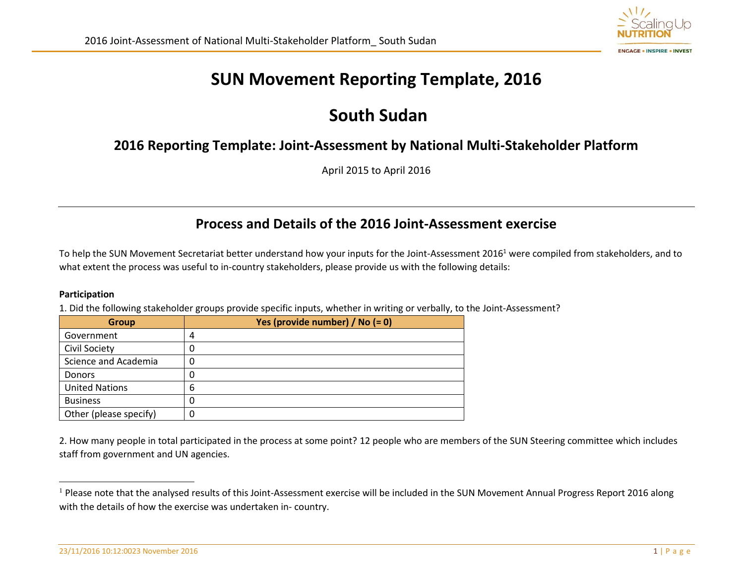# SUN Movement Reporting Template, 2016

# South Sudan

## 2016 Reporting Template: Joint-Assessment by National Multi-Stakeholder Platform

April 2015 to April 2016

---

## Process and Details of the 2016 Joint-Assessment exercise

To help the SUN Movement Secretariat better understand how your inputs for the Joint-Assessment 2016[1] were compiled from stakeholders, and to what extent the process was useful to in-country stakeholders, please provide us with the following details:

**Participation**

1. Did the following stakeholder groups provide specific inputs, whether in writing or verbally, to the Joint-Assessment?

| Group | Yes (provide number) / No (= 0) |
|---|---|
| Government | 4 |
| Civil Society | 0 |
| Science and Academia | 0 |
| Donors | 0 |
| United Nations | 6 |
| Business | 0 |
| Other (please specify) | 0 |

2. How many people in total participated in the process at some point? 12 people who are members of the SUN Steering committee which includes staff from government and UN agencies.

[1] Please note that the analysed results of this Joint-Assessment exercise will be included in the SUN Movement Annual Progress Report 2016 along with the details of how the exercise was undertaken in- country.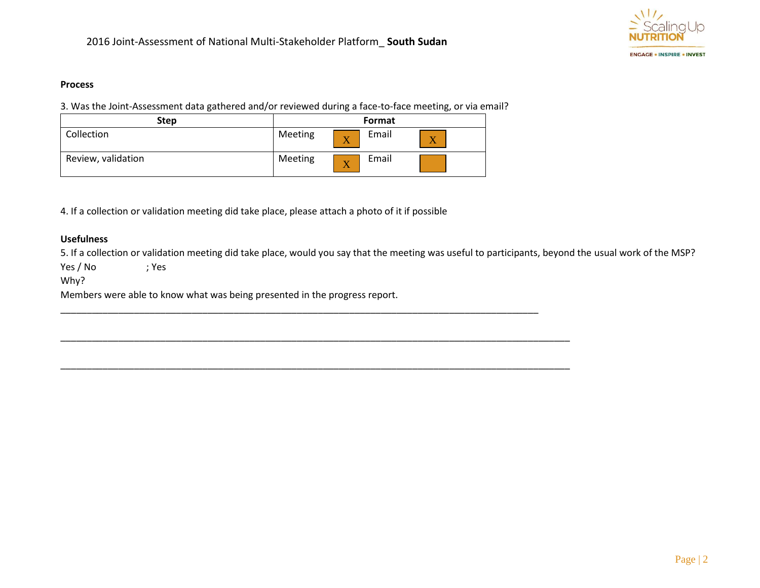**Process**

3. Was the Joint-Assessment data gathered and/or reviewed during a face-to-face meeting, or via email?

| Step | Format | | | |
|---|---|---|---|---|
| Collection | Meeting | X | Email | X |
| Review, validation | Meeting | X | Email | |

4. If a collection or validation meeting did take place, please attach a photo of it if possible

**Usefulness**

5. If a collection or validation meeting did take place, would you say that the meeting was useful to participants, beyond the usual work of the MSP?

Yes / No ; Yes

Why?

Members were able to know what was being presented in the progress report.

___________________________________________________________________________________________

___________________________________________________________________________________________

___________________________________________________________________________________________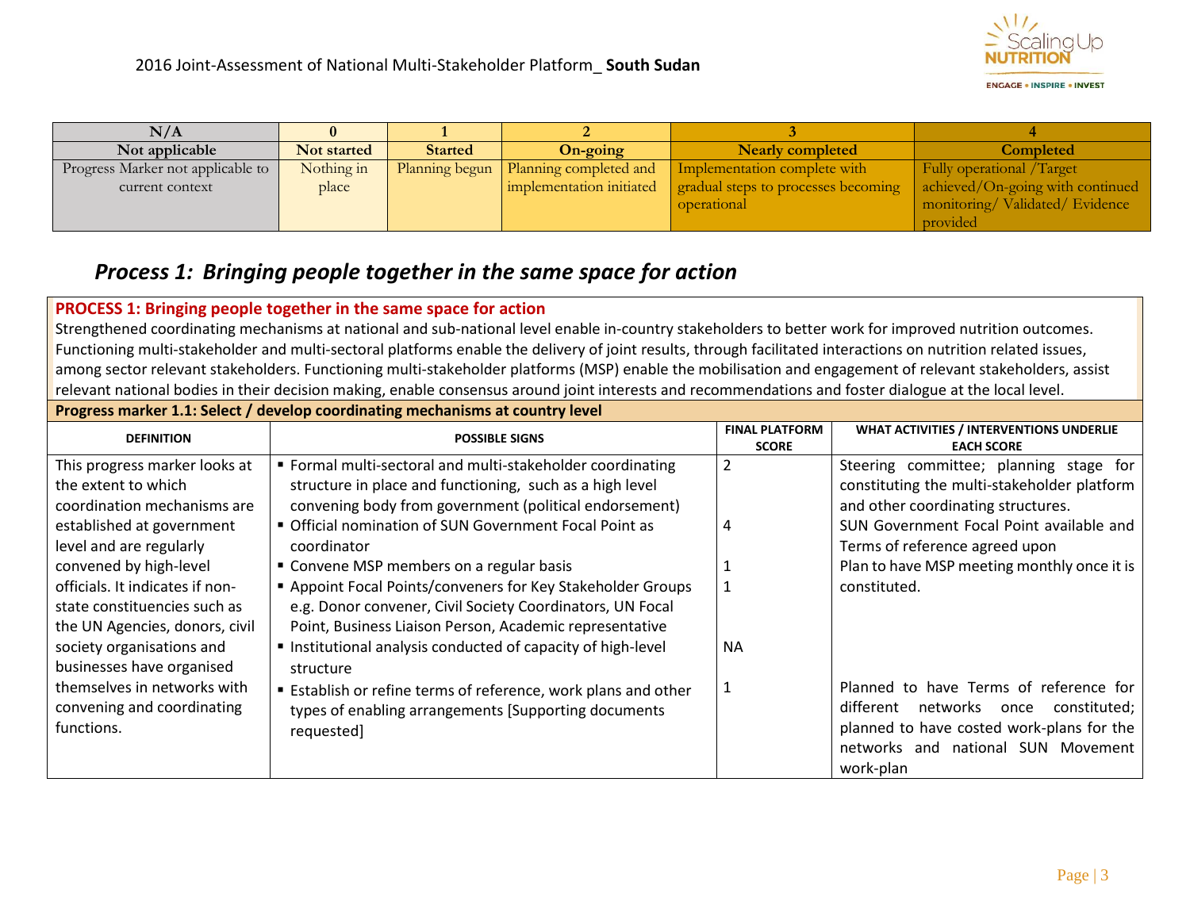| N/A | 0 | 1 | 2 | 3 | 4 |
|---|---|---|---|---|---|
| Not applicable | Not started | Started | On-going | Nearly completed | Completed |
| Progress Marker not applicable to current context | Nothing in place | Planning begun | Planning completed and implementation initiated | Implementation complete with gradual steps to processes becoming operational | Fully operational /Target achieved/On-going with continued monitoring/ Validated/ Evidence provided |

## *Process 1: Bringing people together in the same space for action*

**PROCESS 1: Bringing people together in the same space for action**

Strengthened coordinating mechanisms at national and sub-national level enable in-country stakeholders to better work for improved nutrition outcomes. Functioning multi-stakeholder and multi-sectoral platforms enable the delivery of joint results, through facilitated interactions on nutrition related issues, among sector relevant stakeholders. Functioning multi-stakeholder platforms (MSP) enable the mobilisation and engagement of relevant stakeholders, assist relevant national bodies in their decision making, enable consensus around joint interests and recommendations and foster dialogue at the local level.

**Progress marker 1.1: Select / develop coordinating mechanisms at country level**

| DEFINITION | POSSIBLE SIGNS | FINAL PLATFORM SCORE | WHAT ACTIVITIES / INTERVENTIONS UNDERLIE EACH SCORE |
|---|---|---|---|
| This progress marker looks at the extent to which coordination mechanisms are established at government level and are regularly convened by high-level officials. It indicates if non-state constituencies such as the UN Agencies, donors, civil society organisations and businesses have organised themselves in networks with convening and coordinating functions. | ▪ Formal multi-sectoral and multi-stakeholder coordinating structure in place and functioning, such as a high level convening body from government (political endorsement) | 2 | Steering committee; planning stage for constituting the multi-stakeholder platform and other coordinating structures. |
| | ▪ Official nomination of SUN Government Focal Point as coordinator | 4 | SUN Government Focal Point available and Terms of reference agreed upon |
| | ▪ Convene MSP members on a regular basis | 1 | Plan to have MSP meeting monthly once it is constituted. |
| | ▪ Appoint Focal Points/conveners for Key Stakeholder Groups e.g. Donor convener, Civil Society Coordinators, UN Focal Point, Business Liaison Person, Academic representative | 1 | |
| | ▪ Institutional analysis conducted of capacity of high-level structure | NA | |
| | ▪ Establish or refine terms of reference, work plans and other types of enabling arrangements [Supporting documents requested] | 1 | Planned to have Terms of reference for different networks once constituted; planned to have costed work-plans for the networks and national SUN Movement work-plan |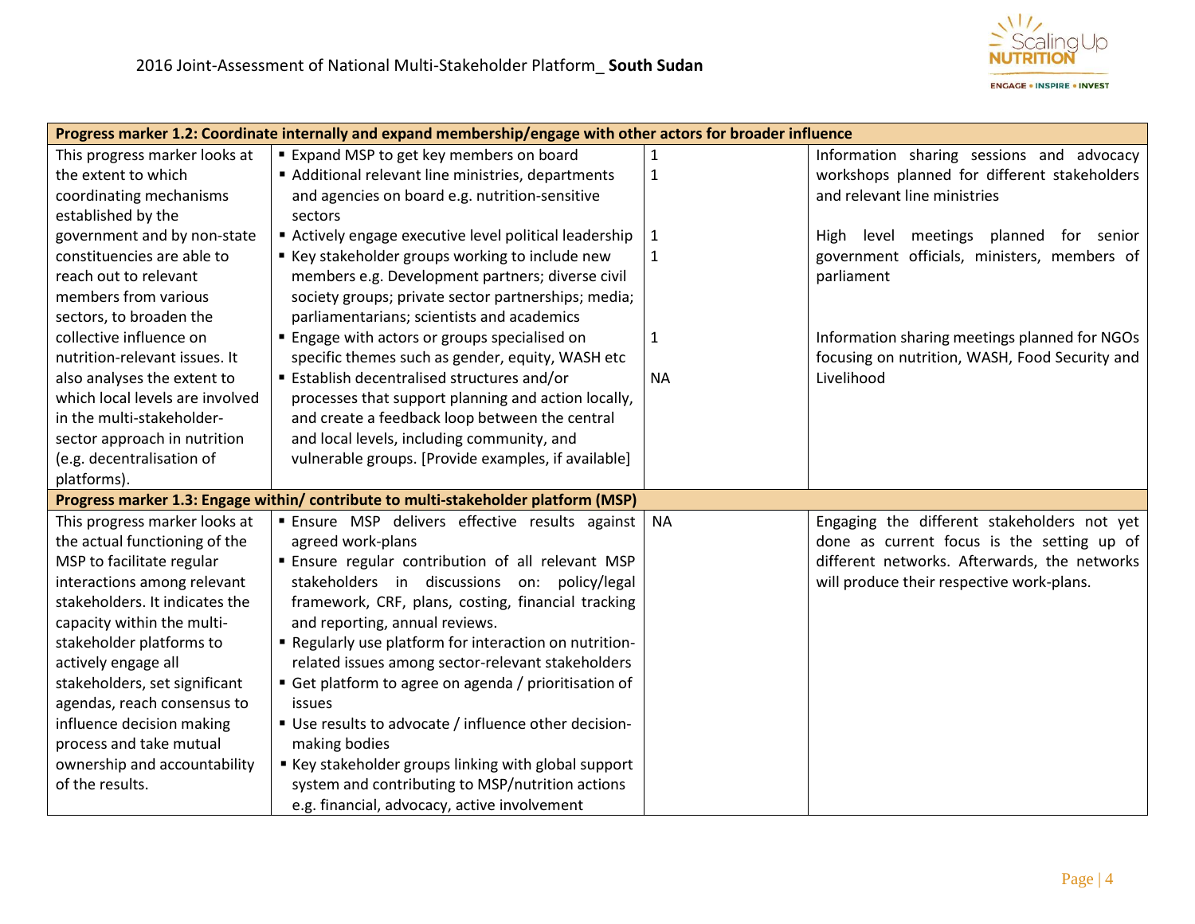| Progress marker 1.2: Coordinate internally and expand membership/engage with other actors for broader influence | | | |
|---|---|---|---|
| This progress marker looks at the extent to which coordinating mechanisms established by the government and by non-state constituencies are able to reach out to relevant members from various sectors, to broaden the collective influence on nutrition-relevant issues. It also analyses the extent to which local levels are involved in the multi-stakeholder-sector approach in nutrition (e.g. decentralisation of platforms). | ▪ Expand MSP to get key members on board<br>▪ Additional relevant line ministries, departments and agencies on board e.g. nutrition-sensitive sectors<br>▪ Actively engage executive level political leadership<br>▪ Key stakeholder groups working to include new members e.g. Development partners; diverse civil society groups; private sector partnerships; media; parliamentarians; scientists and academics<br>▪ Engage with actors or groups specialised on specific themes such as gender, equity, WASH etc<br>▪ Establish decentralised structures and/or processes that support planning and action locally, and create a feedback loop between the central and local levels, including community, and vulnerable groups. [Provide examples, if available] | 1<br>1<br><br>1<br>1<br><br><br>1<br><br>NA | Information sharing sessions and advocacy workshops planned for different stakeholders and relevant line ministries<br><br>High level meetings planned for senior government officials, ministers, members of parliament<br><br>Information sharing meetings planned for NGOs focusing on nutrition, WASH, Food Security and Livelihood |
| **Progress marker 1.3: Engage within/ contribute to multi-stakeholder platform (MSP)** | | | |
| This progress marker looks at the actual functioning of the MSP to facilitate regular interactions among relevant stakeholders. It indicates the capacity within the multi-stakeholder platforms to actively engage all stakeholders, set significant agendas, reach consensus to influence decision making process and take mutual ownership and accountability of the results. | ▪ Ensure MSP delivers effective results against agreed work-plans<br>▪ Ensure regular contribution of all relevant MSP stakeholders in discussions on: policy/legal framework, CRF, plans, costing, financial tracking and reporting, annual reviews.<br>▪ Regularly use platform for interaction on nutrition-related issues among sector-relevant stakeholders<br>▪ Get platform to agree on agenda / prioritisation of issues<br>▪ Use results to advocate / influence other decision-making bodies<br>▪ Key stakeholder groups linking with global support system and contributing to MSP/nutrition actions e.g. financial, advocacy, active involvement | NA | Engaging the different stakeholders not yet done as current focus is the setting up of different networks. Afterwards, the networks will produce their respective work-plans. |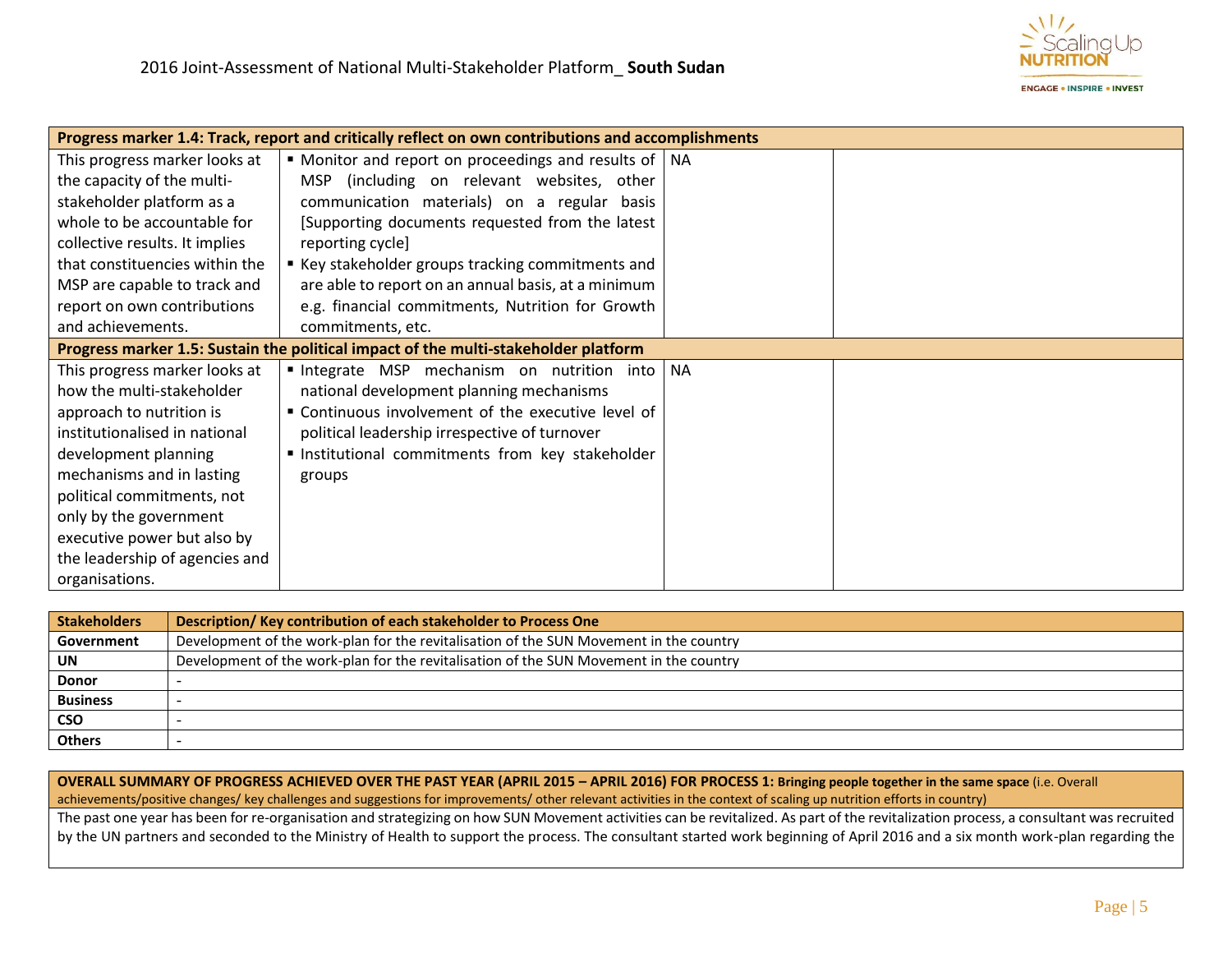| Progress marker 1.4: Track, report and critically reflect on own contributions and accomplishments | | | |
|---|---|---|---|
| This progress marker looks at the capacity of the multi-stakeholder platform as a whole to be accountable for collective results. It implies that constituencies within the MSP are capable to track and report on own contributions and achievements. | ▪ Monitor and report on proceedings and results of MSP (including on relevant websites, other communication materials) on a regular basis [Supporting documents requested from the latest reporting cycle]<br>▪ Key stakeholder groups tracking commitments and are able to report on an annual basis, at a minimum e.g. financial commitments, Nutrition for Growth commitments, etc. | NA | |
| **Progress marker 1.5: Sustain the political impact of the multi-stakeholder platform** | | | |
| This progress marker looks at how the multi-stakeholder approach to nutrition is institutionalised in national development planning mechanisms and in lasting political commitments, not only by the government executive power but also by the leadership of agencies and organisations. | ▪ Integrate MSP mechanism on nutrition into national development planning mechanisms<br>▪ Continuous involvement of the executive level of political leadership irrespective of turnover<br>▪ Institutional commitments from key stakeholder groups | NA | |

| Stakeholders | Description/ Key contribution of each stakeholder to Process One |
|---|---|
| **Government** | Development of the work-plan for the revitalisation of the SUN Movement in the country |
| **UN** | Development of the work-plan for the revitalisation of the SUN Movement in the country |
| **Donor** | - |
| **Business** | - |
| **CSO** | - |
| **Others** | - |

| OVERALL SUMMARY OF PROGRESS ACHIEVED OVER THE PAST YEAR (APRIL 2015 – APRIL 2016) FOR PROCESS 1: Bringing people together in the same space (i.e. Overall achievements/positive changes/ key challenges and suggestions for improvements/ other relevant activities in the context of scaling up nutrition efforts in country) |
|---|
| The past one year has been for re-organisation and strategizing on how SUN Movement activities can be revitalized. As part of the revitalization process, a consultant was recruited by the UN partners and seconded to the Ministry of Health to support the process. The consultant started work beginning of April 2016 and a six month work-plan regarding the |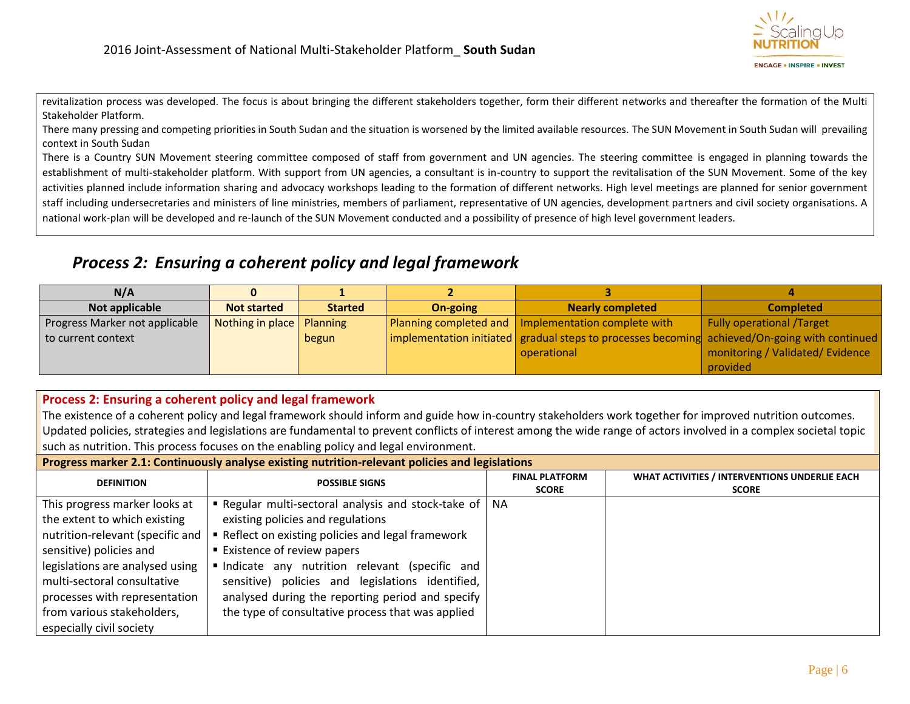revitalization process was developed. The focus is about bringing the different stakeholders together, form their different networks and thereafter the formation of the Multi Stakeholder Platform.

There many pressing and competing priorities in South Sudan and the situation is worsened by the limited available resources. The SUN Movement in South Sudan will prevailing context in South Sudan

There is a Country SUN Movement steering committee composed of staff from government and UN agencies. The steering committee is engaged in planning towards the establishment of multi-stakeholder platform. With support from UN agencies, a consultant is in-country to support the revitalisation of the SUN Movement. Some of the key activities planned include information sharing and advocacy workshops leading to the formation of different networks. High level meetings are planned for senior government staff including undersecretaries and ministers of line ministries, members of parliament, representative of UN agencies, development partners and civil society organisations. A national work-plan will be developed and re-launch of the SUN Movement conducted and a possibility of presence of high level government leaders.

## *Process 2: Ensuring a coherent policy and legal framework*

| N/A | 0 | 1 | 2 | 3 | 4 |
|---|---|---|---|---|---|
| **Not applicable** | **Not started** | **Started** | **On-going** | **Nearly completed** | **Completed** |
| Progress Marker not applicable to current context | Nothing in place | Planning begun | Planning completed and implementation initiated | Implementation complete with gradual steps to processes becoming operational | Fully operational /Target achieved/On-going with continued monitoring / Validated/ Evidence provided |

**Process 2: Ensuring a coherent policy and legal framework**

The existence of a coherent policy and legal framework should inform and guide how in-country stakeholders work together for improved nutrition outcomes. Updated policies, strategies and legislations are fundamental to prevent conflicts of interest among the wide range of actors involved in a complex societal topic such as nutrition. This process focuses on the enabling policy and legal environment.

**Progress marker 2.1: Continuously analyse existing nutrition-relevant policies and legislations**

| DEFINITION | POSSIBLE SIGNS | FINAL PLATFORM SCORE | WHAT ACTIVITIES / INTERVENTIONS UNDERLIE EACH SCORE |
|---|---|---|---|
| This progress marker looks at the extent to which existing nutrition-relevant (specific and sensitive) policies and legislations are analysed using multi-sectoral consultative processes with representation from various stakeholders, especially civil society | ▪ Regular multi-sectoral analysis and stock-take of existing policies and regulations<br>▪ Reflect on existing policies and legal framework<br>▪ Existence of review papers<br>▪ Indicate any nutrition relevant (specific and sensitive) policies and legislations identified, analysed during the reporting period and specify the type of consultative process that was applied | NA | |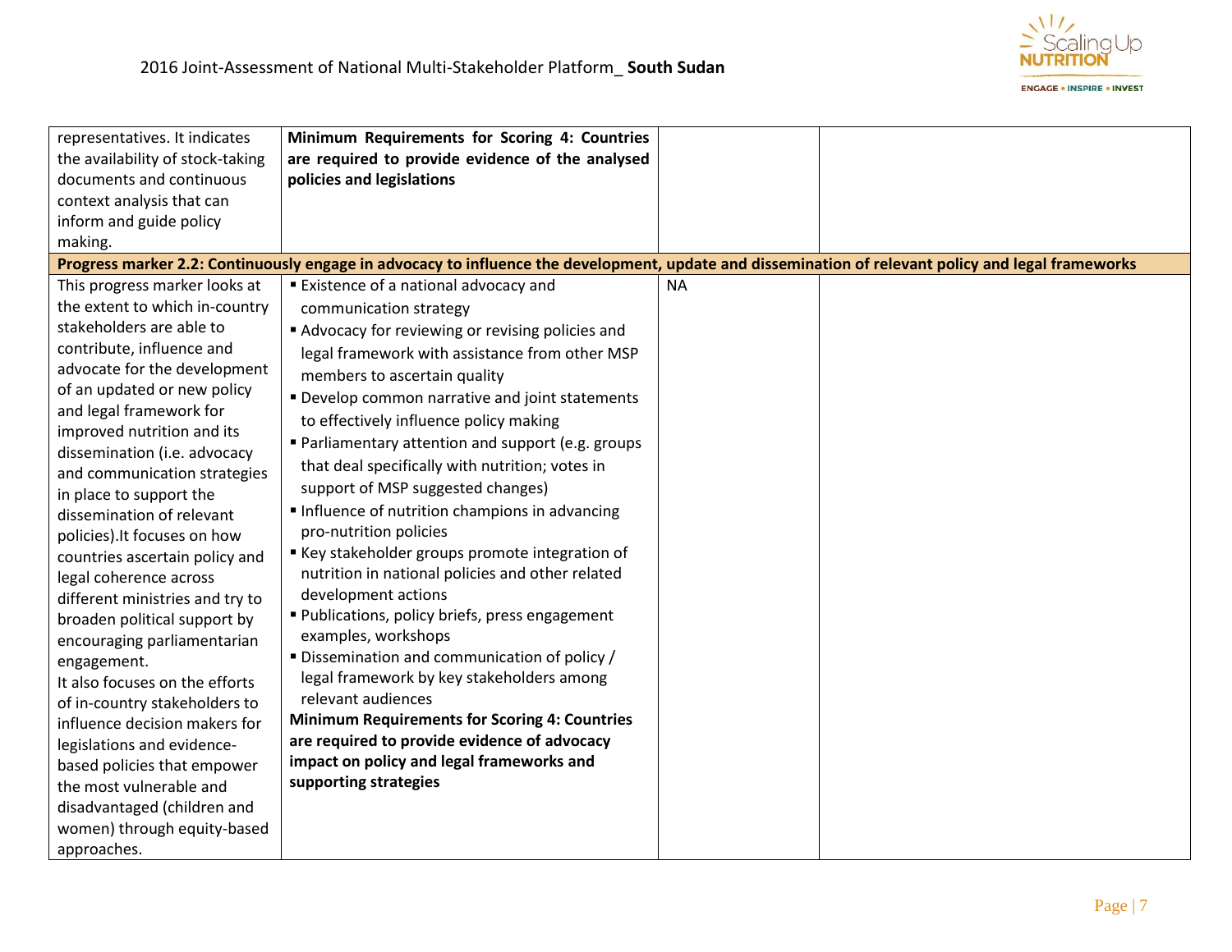| | | | |
|---|---|---|---|
| representatives. It indicates the availability of stock-taking documents and continuous context analysis that can inform and guide policy making. | **Minimum Requirements for Scoring 4: Countries are required to provide evidence of the analysed policies and legislations** | | |
| **Progress marker 2.2: Continuously engage in advocacy to influence the development, update and dissemination of relevant policy and legal frameworks** | | | |
| This progress marker looks at the extent to which in-country stakeholders are able to contribute, influence and advocate for the development of an updated or new policy and legal framework for improved nutrition and its dissemination (i.e. advocacy and communication strategies in place to support the dissemination of relevant policies).It focuses on how countries ascertain policy and legal coherence across different ministries and try to broaden political support by encouraging parliamentarian engagement.<br>It also focuses on the efforts of in-country stakeholders to influence decision makers for legislations and evidence-based policies that empower the most vulnerable and disadvantaged (children and women) through equity-based approaches. | ▪ Existence of a national advocacy and communication strategy<br>▪ Advocacy for reviewing or revising policies and legal framework with assistance from other MSP members to ascertain quality<br>▪ Develop common narrative and joint statements to effectively influence policy making<br>▪ Parliamentary attention and support (e.g. groups that deal specifically with nutrition; votes in support of MSP suggested changes)<br>▪ Influence of nutrition champions in advancing pro-nutrition policies<br>▪ Key stakeholder groups promote integration of nutrition in national policies and other related development actions<br>▪ Publications, policy briefs, press engagement examples, workshops<br>▪ Dissemination and communication of policy / legal framework by key stakeholders among relevant audiences<br>**Minimum Requirements for Scoring 4: Countries are required to provide evidence of advocacy impact on policy and legal frameworks and supporting strategies** | NA | |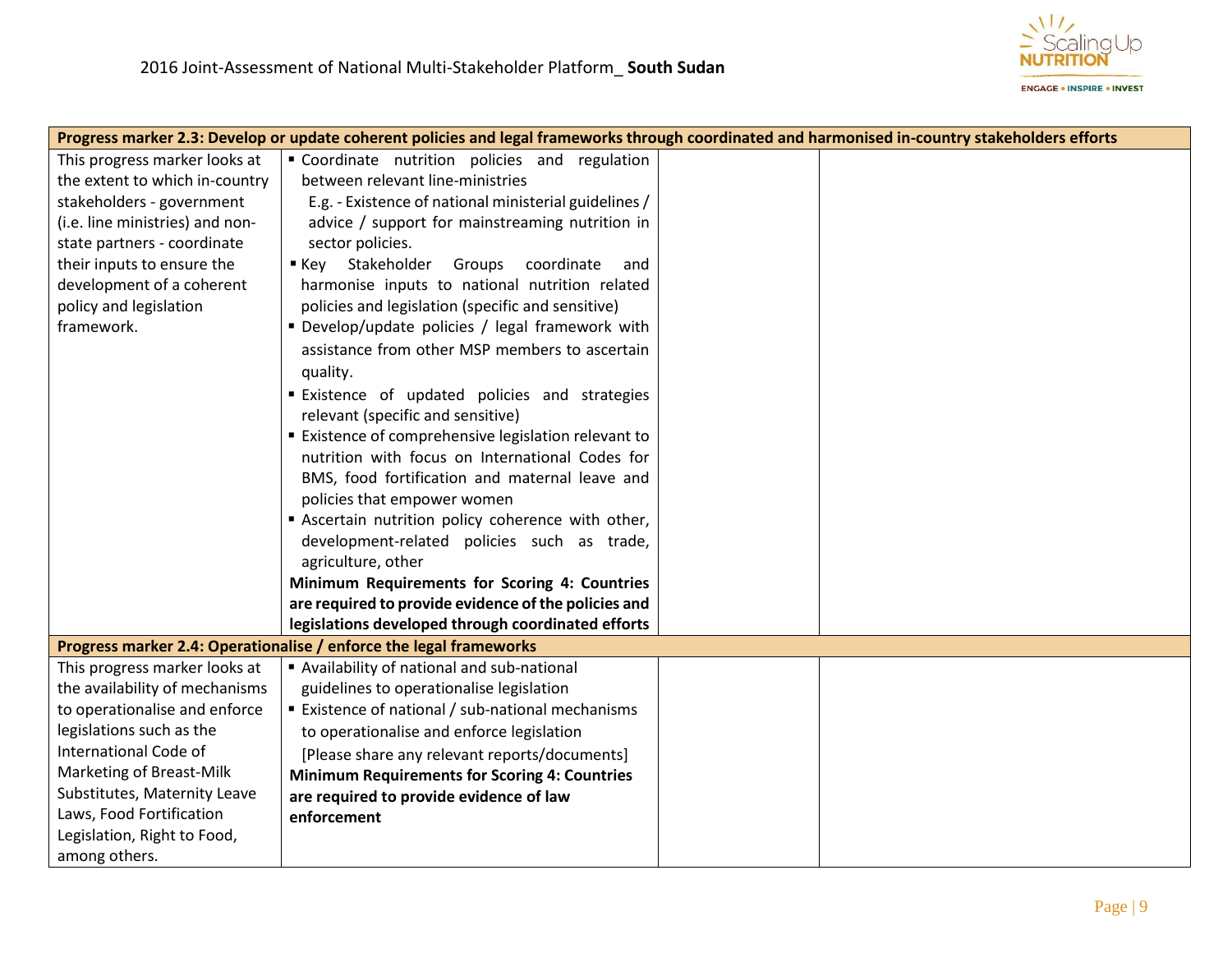| Progress marker 2.3: Develop or update coherent policies and legal frameworks through coordinated and harmonised in-country stakeholders efforts | | | |
|---|---|---|---|
| This progress marker looks at the extent to which in-country stakeholders - government (i.e. line ministries) and non-state partners - coordinate their inputs to ensure the development of a coherent policy and legislation framework. | ▪ Coordinate nutrition policies and regulation between relevant line-ministries<br>E.g. - Existence of national ministerial guidelines / advice / support for mainstreaming nutrition in sector policies.<br>▪ Key Stakeholder Groups coordinate and harmonise inputs to national nutrition related policies and legislation (specific and sensitive)<br>▪ Develop/update policies / legal framework with assistance from other MSP members to ascertain quality.<br>▪ Existence of updated policies and strategies relevant (specific and sensitive)<br>▪ Existence of comprehensive legislation relevant to nutrition with focus on International Codes for BMS, food fortification and maternal leave and policies that empower women<br>▪ Ascertain nutrition policy coherence with other, development-related policies such as trade, agriculture, other<br>**Minimum Requirements for Scoring 4: Countries are required to provide evidence of the policies and legislations developed through coordinated efforts** | | |
| **Progress marker 2.4: Operationalise / enforce the legal frameworks** | | | |
| This progress marker looks at the availability of mechanisms to operationalise and enforce legislations such as the International Code of Marketing of Breast-Milk Substitutes, Maternity Leave Laws, Food Fortification Legislation, Right to Food, among others. | ▪ Availability of national and sub-national guidelines to operationalise legislation<br>▪ Existence of national / sub-national mechanisms to operationalise and enforce legislation<br>[Please share any relevant reports/documents]<br>**Minimum Requirements for Scoring 4: Countries are required to provide evidence of law enforcement** | | |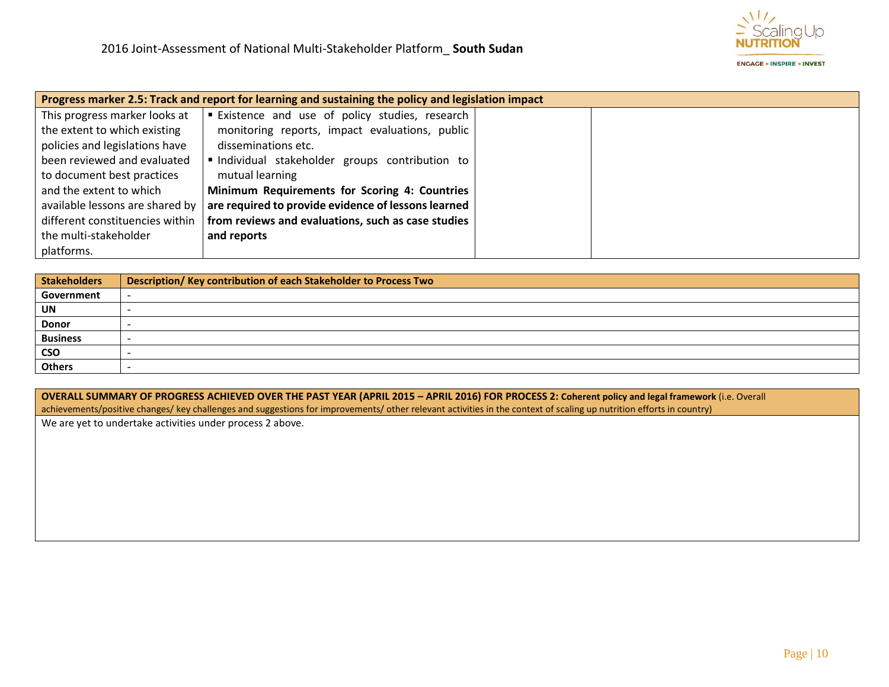| Progress marker 2.5: Track and report for learning and sustaining the policy and legislation impact | | | |
|---|---|---|---|
| This progress marker looks at the extent to which existing policies and legislations have been reviewed and evaluated to document best practices and the extent to which available lessons are shared by different constituencies within the multi-stakeholder platforms. | ▪ Existence and use of policy studies, research monitoring reports, impact evaluations, public disseminations etc.<br>▪ Individual stakeholder groups contribution to mutual learning<br>**Minimum Requirements for Scoring 4: Countries are required to provide evidence of lessons learned from reviews and evaluations, such as case studies and reports** | | |

| Stakeholders | Description/ Key contribution of each Stakeholder to Process Two |
|---|---|
| **Government** | - |
| **UN** | - |
| **Donor** | - |
| **Business** | - |
| **CSO** | - |
| **Others** | - |

| OVERALL SUMMARY OF PROGRESS ACHIEVED OVER THE PAST YEAR (APRIL 2015 – APRIL 2016) FOR PROCESS 2: Coherent policy and legal framework (i.e. Overall achievements/positive changes/ key challenges and suggestions for improvements/ other relevant activities in the context of scaling up nutrition efforts in country) |
|---|
| We are yet to undertake activities under process 2 above. |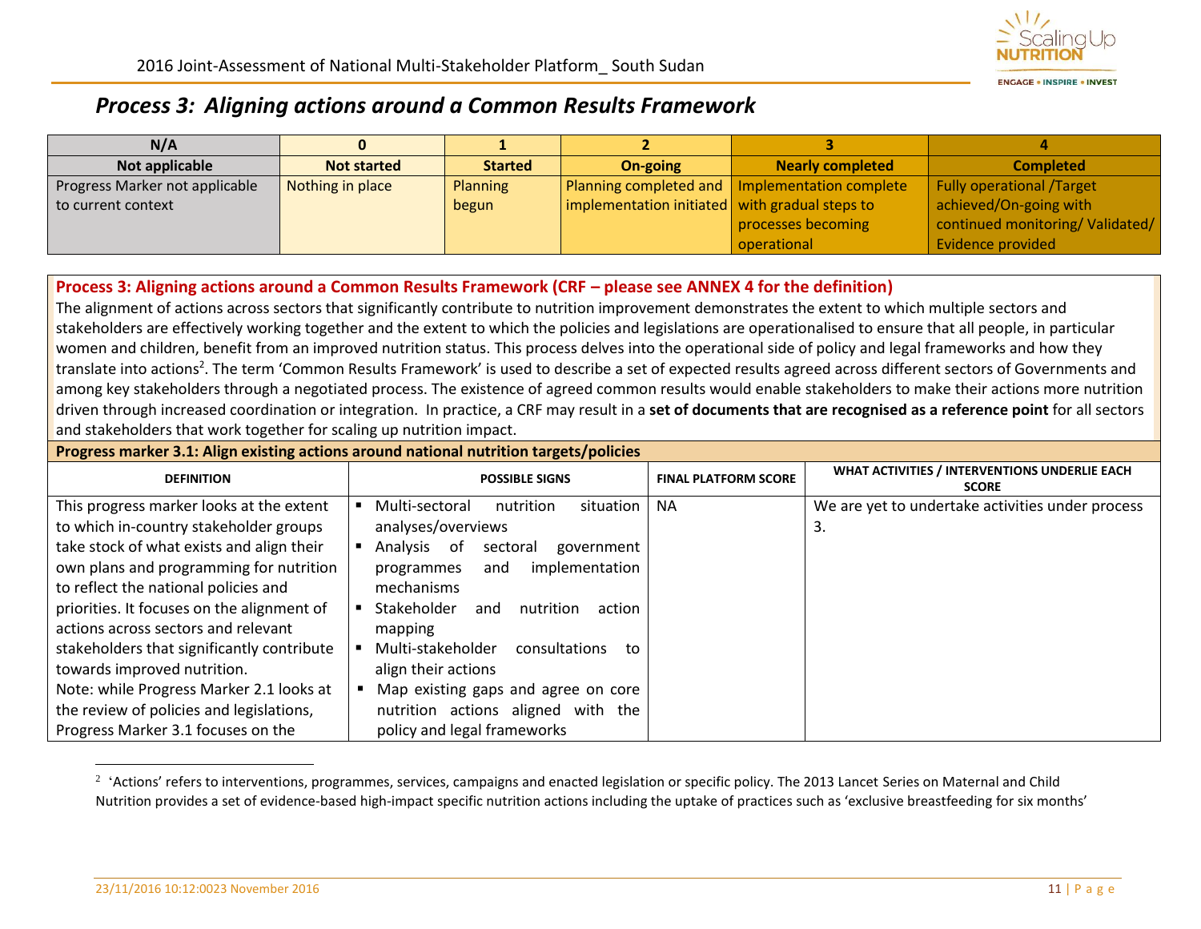## *Process 3: Aligning actions around a Common Results Framework*

| N/A | 0 | 1 | 2 | 3 | 4 |
|---|---|---|---|---|---|
| **Not applicable** | **Not started** | **Started** | **On-going** | **Nearly completed** | **Completed** |
| Progress Marker not applicable to current context | Nothing in place | Planning begun | Planning completed and implementation initiated | Implementation complete with gradual steps to processes becoming operational | Fully operational /Target achieved/On-going with continued monitoring/ Validated/ Evidence provided |

**Process 3: Aligning actions around a Common Results Framework (CRF – please see ANNEX 4 for the definition)**

The alignment of actions across sectors that significantly contribute to nutrition improvement demonstrates the extent to which multiple sectors and stakeholders are effectively working together and the extent to which the policies and legislations are operationalised to ensure that all people, in particular women and children, benefit from an improved nutrition status. This process delves into the operational side of policy and legal frameworks and how they translate into actions[2]. The term 'Common Results Framework' is used to describe a set of expected results agreed across different sectors of Governments and among key stakeholders through a negotiated process. The existence of agreed common results would enable stakeholders to make their actions more nutrition driven through increased coordination or integration. In practice, a CRF may result in a **set of documents that are recognised as a reference point** for all sectors and stakeholders that work together for scaling up nutrition impact.

**Progress marker 3.1: Align existing actions around national nutrition targets/policies**

| DEFINITION | POSSIBLE SIGNS | FINAL PLATFORM SCORE | WHAT ACTIVITIES / INTERVENTIONS UNDERLIE EACH SCORE |
|---|---|---|---|
| This progress marker looks at the extent to which in-country stakeholder groups take stock of what exists and align their own plans and programming for nutrition to reflect the national policies and priorities. It focuses on the alignment of actions across sectors and relevant stakeholders that significantly contribute towards improved nutrition.<br>Note: while Progress Marker 2.1 looks at the review of policies and legislations, Progress Marker 3.1 focuses on the | ▪ Multi-sectoral nutrition situation analyses/overviews<br>▪ Analysis of sectoral government programmes and implementation mechanisms<br>▪ Stakeholder and nutrition action mapping<br>▪ Multi-stakeholder consultations to align their actions<br>▪ Map existing gaps and agree on core nutrition actions aligned with the policy and legal frameworks | NA | We are yet to undertake activities under process 3. |

[2] 'Actions' refers to interventions, programmes, services, campaigns and enacted legislation or specific policy. The 2013 Lancet Series on Maternal and Child Nutrition provides a set of evidence-based high-impact specific nutrition actions including the uptake of practices such as 'exclusive breastfeeding for six months'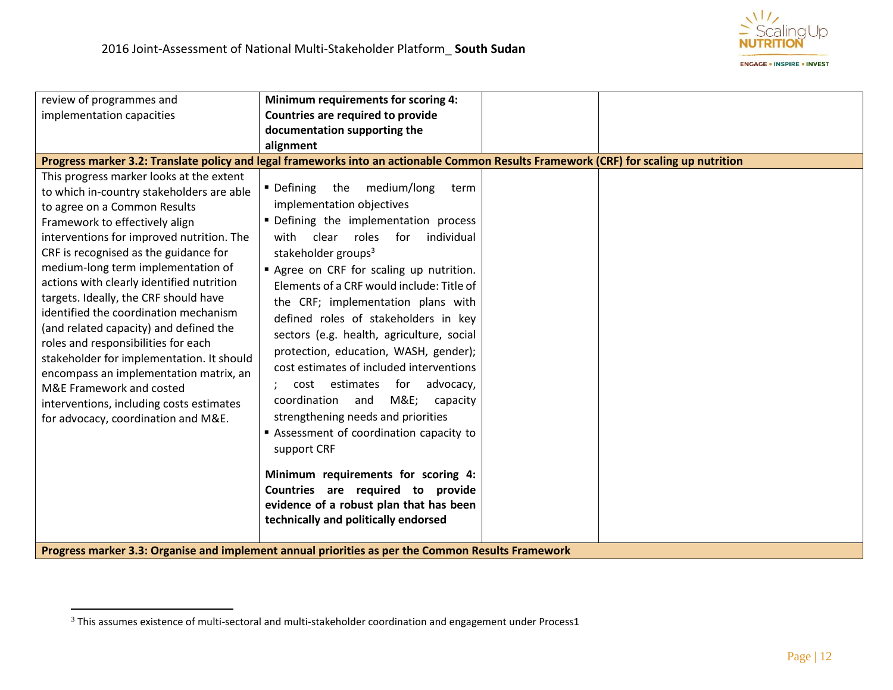| | | | |
|---|---|---|---|
| review of programmes and implementation capacities | **Minimum requirements for scoring 4: Countries are required to provide documentation supporting the alignment** | | |
| **Progress marker 3.2: Translate policy and legal frameworks into an actionable Common Results Framework (CRF) for scaling up nutrition** | | | |
| This progress marker looks at the extent to which in-country stakeholders are able to agree on a Common Results Framework to effectively align interventions for improved nutrition. The CRF is recognised as the guidance for medium-long term implementation of actions with clearly identified nutrition targets. Ideally, the CRF should have identified the coordination mechanism (and related capacity) and defined the roles and responsibilities for each stakeholder for implementation. It should encompass an implementation matrix, an M&E Framework and costed interventions, including costs estimates for advocacy, coordination and M&E. | ▪ Defining the medium/long term implementation objectives<br>▪ Defining the implementation process with clear roles for individual stakeholder groups[3]<br>▪ Agree on CRF for scaling up nutrition. Elements of a CRF would include: Title of the CRF; implementation plans with defined roles of stakeholders in key sectors (e.g. health, agriculture, social protection, education, WASH, gender); cost estimates of included interventions ; cost estimates for advocacy, coordination and M&E; capacity strengthening needs and priorities<br>▪ Assessment of coordination capacity to support CRF<br><br>**Minimum requirements for scoring 4: Countries are required to provide evidence of a robust plan that has been technically and politically endorsed** | | |
| **Progress marker 3.3: Organise and implement annual priorities as per the Common Results Framework** | | | |

[3] This assumes existence of multi-sectoral and multi-stakeholder coordination and engagement under Process1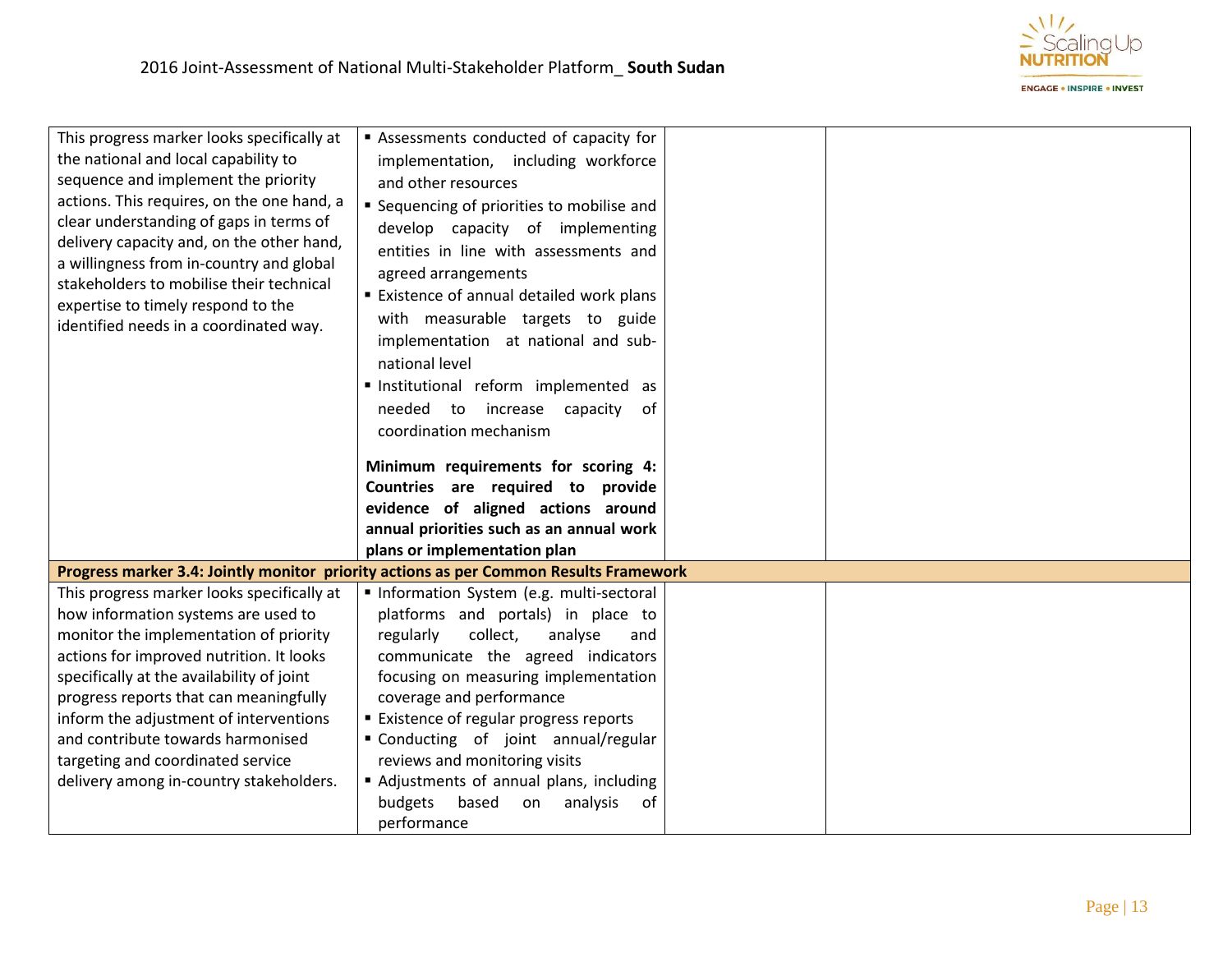| | | | |
|---|---|---|---|
| This progress marker looks specifically at the national and local capability to sequence and implement the priority actions. This requires, on the one hand, a clear understanding of gaps in terms of delivery capacity and, on the other hand, a willingness from in-country and global stakeholders to mobilise their technical expertise to timely respond to the identified needs in a coordinated way. | ▪ Assessments conducted of capacity for implementation, including workforce and other resources<br>▪ Sequencing of priorities to mobilise and develop capacity of implementing entities in line with assessments and agreed arrangements<br>▪ Existence of annual detailed work plans with measurable targets to guide implementation at national and sub-national level<br>▪ Institutional reform implemented as needed to increase capacity of coordination mechanism<br><br>**Minimum requirements for scoring 4: Countries are required to provide evidence of aligned actions around annual priorities such as an annual work plans or implementation plan** | | |
| **Progress marker 3.4: Jointly monitor priority actions as per Common Results Framework** | | | |
| This progress marker looks specifically at how information systems are used to monitor the implementation of priority actions for improved nutrition. It looks specifically at the availability of joint progress reports that can meaningfully inform the adjustment of interventions and contribute towards harmonised targeting and coordinated service delivery among in-country stakeholders. | ▪ Information System (e.g. multi-sectoral platforms and portals) in place to regularly collect, analyse and communicate the agreed indicators focusing on measuring implementation coverage and performance<br>▪ Existence of regular progress reports<br>▪ Conducting of joint annual/regular reviews and monitoring visits<br>▪ Adjustments of annual plans, including budgets based on analysis of performance | | |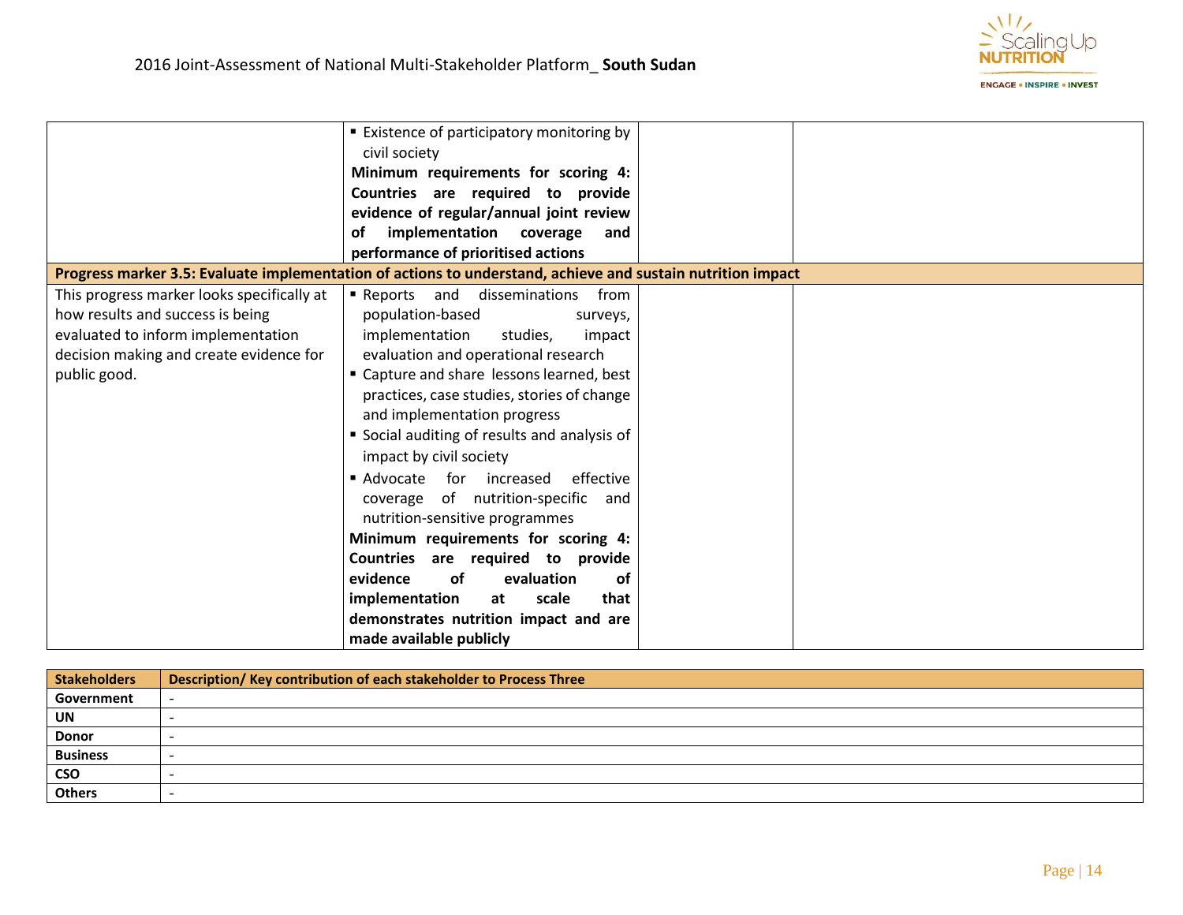| | | | |
|---|---|---|---|
| | ▪ Existence of participatory monitoring by civil society<br>**Minimum requirements for scoring 4: Countries are required to provide evidence of regular/annual joint review of implementation coverage and performance of prioritised actions** | | |
| **Progress marker 3.5: Evaluate implementation of actions to understand, achieve and sustain nutrition impact** | | | |
| This progress marker looks specifically at how results and success is being evaluated to inform implementation decision making and create evidence for public good. | ▪ Reports and disseminations from population-based surveys, implementation studies, impact evaluation and operational research<br>▪ Capture and share lessons learned, best practices, case studies, stories of change and implementation progress<br>▪ Social auditing of results and analysis of impact by civil society<br>▪ Advocate for increased effective coverage of nutrition-specific and nutrition-sensitive programmes<br>**Minimum requirements for scoring 4: Countries are required to provide evidence of evaluation of implementation at scale that demonstrates nutrition impact and are made available publicly** | | |

| Stakeholders | Description/ Key contribution of each stakeholder to Process Three |
|---|---|
| Government | - |
| UN | - |
| Donor | - |
| Business | - |
| CSO | - |
| Others | - |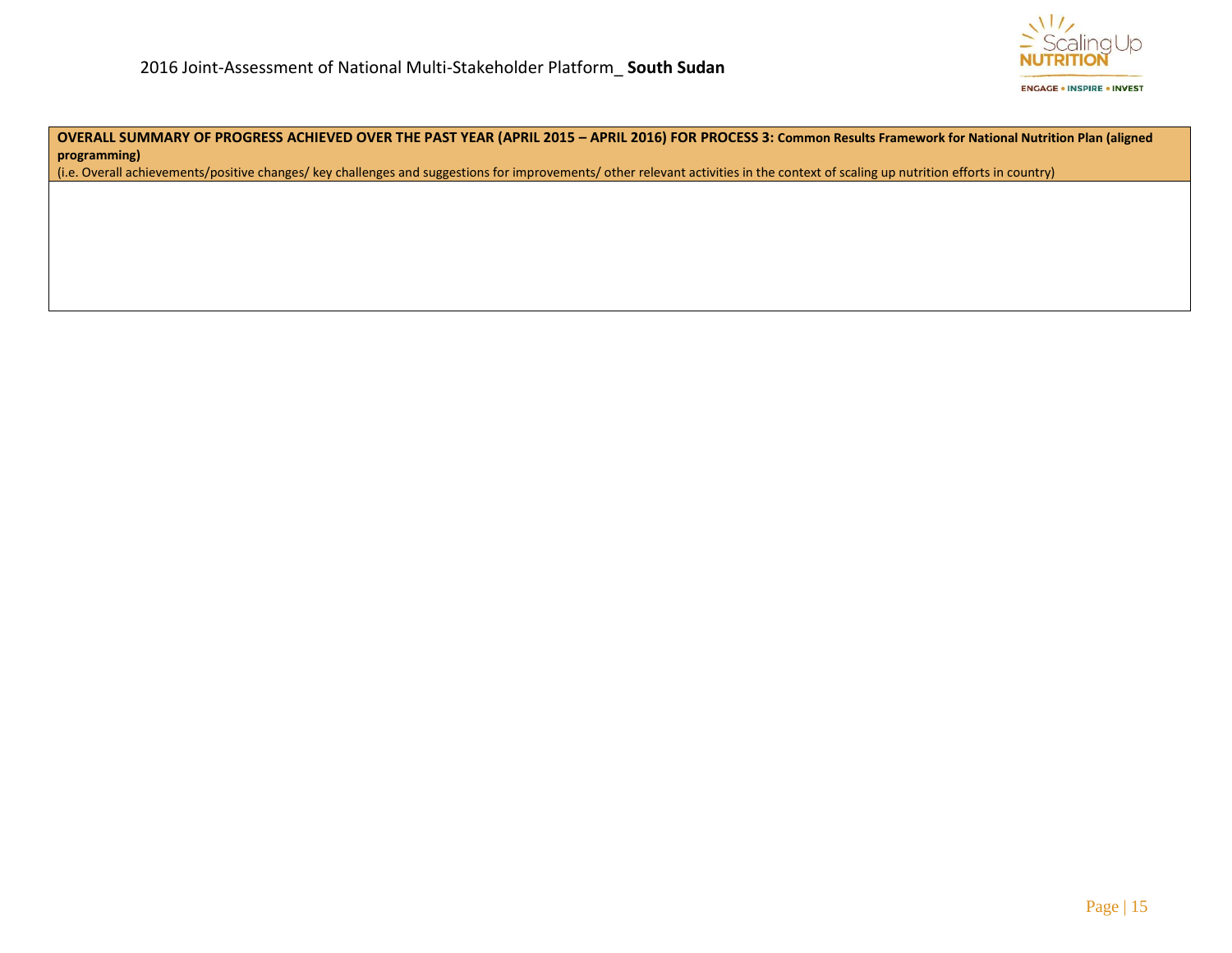| OVERALL SUMMARY OF PROGRESS ACHIEVED OVER THE PAST YEAR (APRIL 2015 – APRIL 2016) FOR PROCESS 3: Common Results Framework for National Nutrition Plan (aligned programming)<br>(i.e. Overall achievements/positive changes/ key challenges and suggestions for improvements/ other relevant activities in the context of scaling up nutrition efforts in country) |
|---|
| |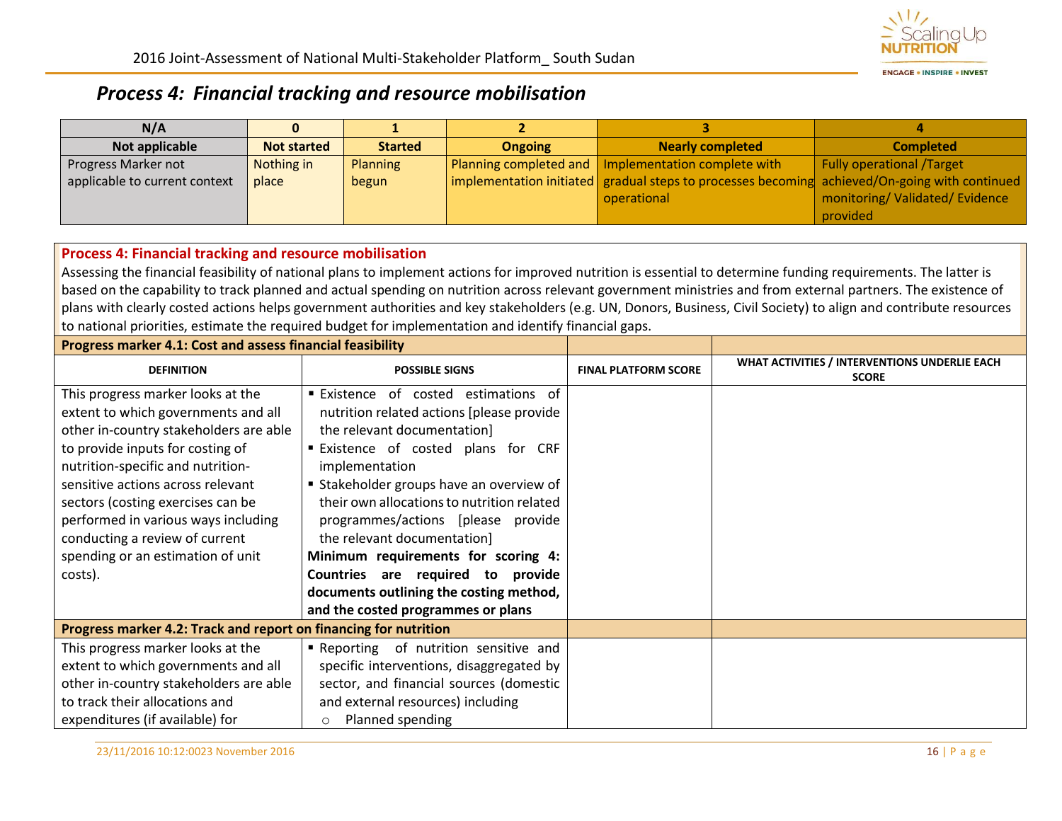## *Process 4: Financial tracking and resource mobilisation*

| N/A | 0 | 1 | 2 | 3 | 4 |
|---|---|---|---|---|---|
| **Not applicable** | **Not started** | **Started** | **Ongoing** | **Nearly completed** | **Completed** |
| Progress Marker not applicable to current context | Nothing in place | Planning begun | Planning completed and implementation initiated | Implementation complete with gradual steps to processes becoming operational | Fully operational /Target achieved/On-going with continued monitoring/ Validated/ Evidence provided |

**Process 4: Financial tracking and resource mobilisation**

Assessing the financial feasibility of national plans to implement actions for improved nutrition is essential to determine funding requirements. The latter is based on the capability to track planned and actual spending on nutrition across relevant government ministries and from external partners. The existence of plans with clearly costed actions helps government authorities and key stakeholders (e.g. UN, Donors, Business, Civil Society) to align and contribute resources to national priorities, estimate the required budget for implementation and identify financial gaps.

| DEFINITION | POSSIBLE SIGNS | FINAL PLATFORM SCORE | WHAT ACTIVITIES / INTERVENTIONS UNDERLIE EACH SCORE |
|---|---|---|---|
| **Progress marker 4.1: Cost and assess financial feasibility** | | | |
| This progress marker looks at the extent to which governments and all other in-country stakeholders are able to provide inputs for costing of nutrition-specific and nutrition-sensitive actions across relevant sectors (costing exercises can be performed in various ways including conducting a review of current spending or an estimation of unit costs). | ▪ Existence of costed estimations of nutrition related actions [please provide the relevant documentation]<br>▪ Existence of costed plans for CRF implementation<br>▪ Stakeholder groups have an overview of their own allocations to nutrition related programmes/actions [please provide the relevant documentation]<br>**Minimum requirements for scoring 4: Countries are required to provide documents outlining the costing method, and the costed programmes or plans** | | |
| **Progress marker 4.2: Track and report on financing for nutrition** | | | |
| This progress marker looks at the extent to which governments and all other in-country stakeholders are able to track their allocations and expenditures (if available) for | ▪ Reporting of nutrition sensitive and specific interventions, disaggregated by sector, and financial sources (domestic and external resources) including<br>○ Planned spending | | |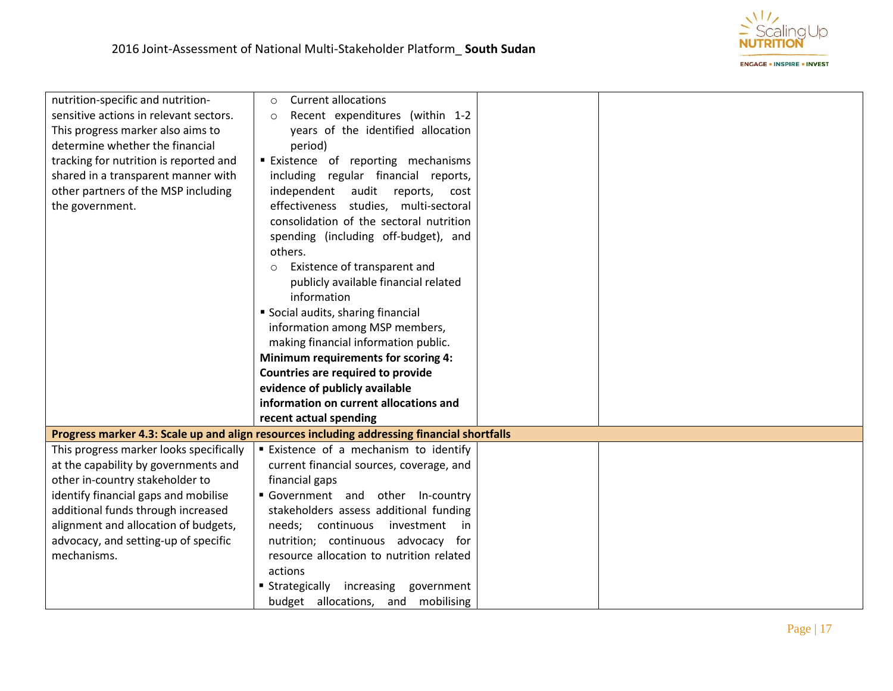| | | | |
|---|---|---|---|
| nutrition-specific and nutrition-sensitive actions in relevant sectors. This progress marker also aims to determine whether the financial tracking for nutrition is reported and shared in a transparent manner with other partners of the MSP including the government. | ○ Current allocations<br>○ Recent expenditures (within 1-2 years of the identified allocation period)<br>▪ Existence of reporting mechanisms including regular financial reports, independent audit reports, cost effectiveness studies, multi-sectoral consolidation of the sectoral nutrition spending (including off-budget), and others.<br>○ Existence of transparent and publicly available financial related information<br>▪ Social audits, sharing financial information among MSP members, making financial information public.<br>**Minimum requirements for scoring 4: Countries are required to provide evidence of publicly available information on current allocations and recent actual spending** | | |
| **Progress marker 4.3: Scale up and align resources including addressing financial shortfalls** | | | |
| This progress marker looks specifically at the capability by governments and other in-country stakeholder to identify financial gaps and mobilise additional funds through increased alignment and allocation of budgets, advocacy, and setting-up of specific mechanisms. | ▪ Existence of a mechanism to identify current financial sources, coverage, and financial gaps<br>▪ Government and other In-country stakeholders assess additional funding needs; continuous investment in nutrition; continuous advocacy for resource allocation to nutrition related actions<br>▪ Strategically increasing government budget allocations, and mobilising | | |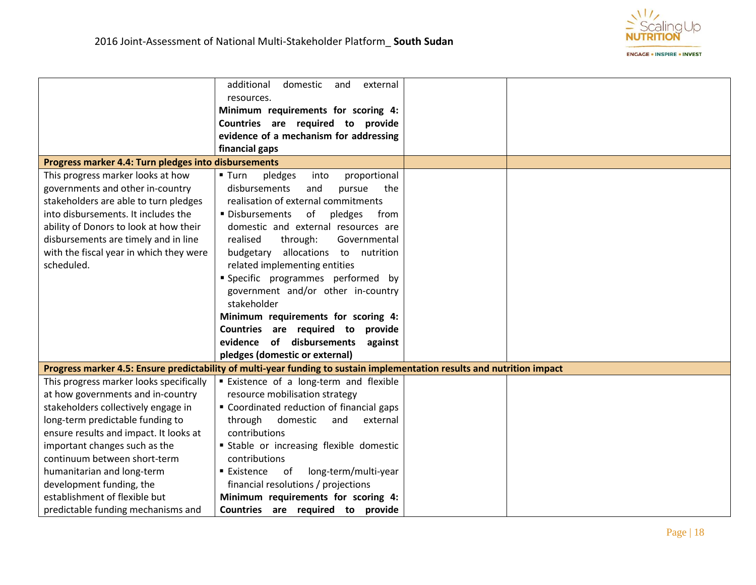| | | | |
|---|---|---|---|
| | additional domestic and external resources.<br>**Minimum requirements for scoring 4: Countries are required to provide evidence of a mechanism for addressing financial gaps** | | |
| **Progress marker 4.4: Turn pledges into disbursements** | | | |
| This progress marker looks at how governments and other in-country stakeholders are able to turn pledges into disbursements. It includes the ability of Donors to look at how their disbursements are timely and in line with the fiscal year in which they were scheduled. | ▪ Turn pledges into proportional disbursements and pursue the realisation of external commitments<br>▪ Disbursements of pledges from domestic and external resources are realised through: Governmental budgetary allocations to nutrition related implementing entities<br>▪ Specific programmes performed by government and/or other in-country stakeholder<br>**Minimum requirements for scoring 4: Countries are required to provide evidence of disbursements against pledges (domestic or external)** | | |
| **Progress marker 4.5: Ensure predictability of multi-year funding to sustain implementation results and nutrition impact** | | | |
| This progress marker looks specifically at how governments and in-country stakeholders collectively engage in long-term predictable funding to ensure results and impact. It looks at important changes such as the continuum between short-term humanitarian and long-term development funding, the establishment of flexible but predictable funding mechanisms and | ▪ Existence of a long-term and flexible resource mobilisation strategy<br>▪ Coordinated reduction of financial gaps through domestic and external contributions<br>▪ Stable or increasing flexible domestic contributions<br>▪ Existence of long-term/multi-year financial resolutions / projections<br>**Minimum requirements for scoring 4: Countries are required to provide** | | |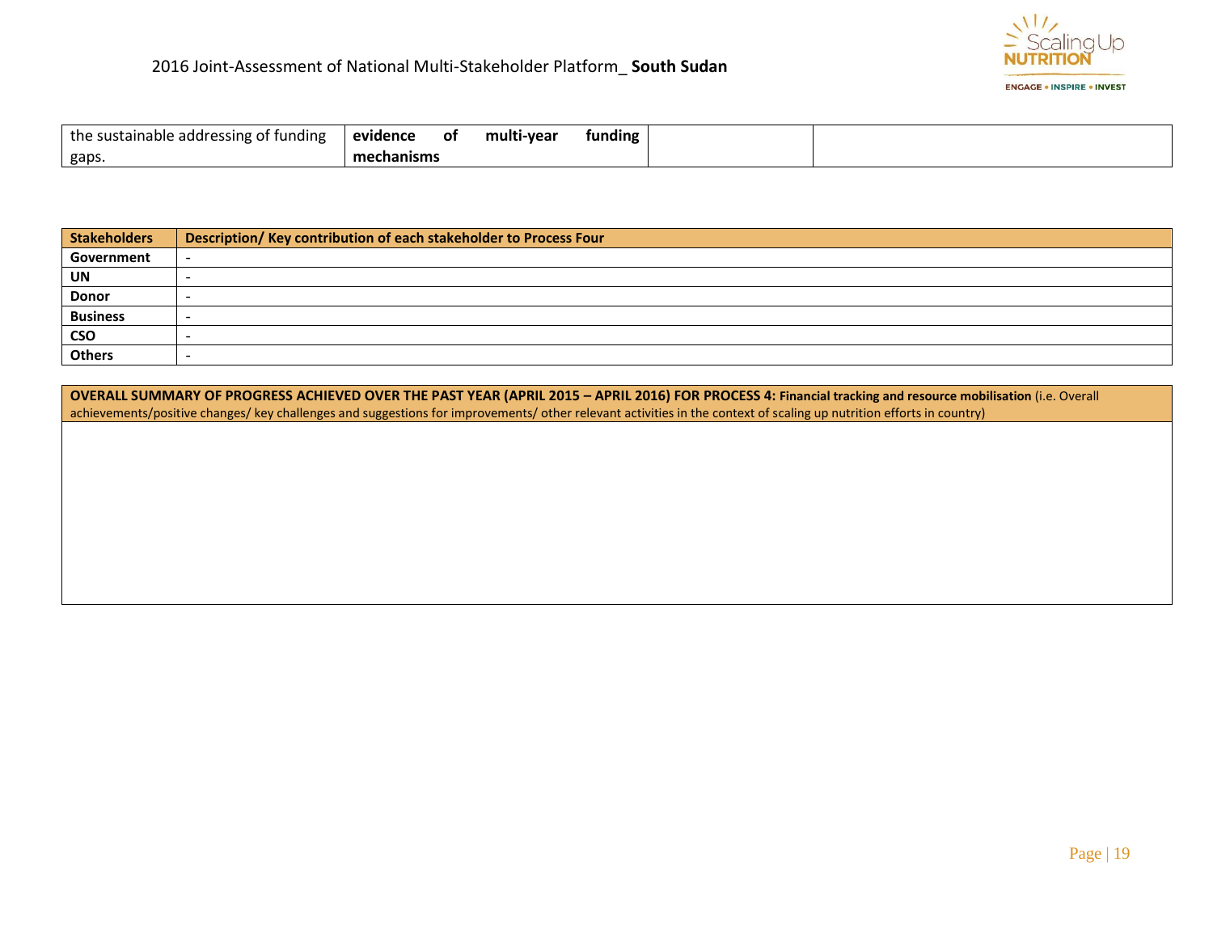| the sustainable addressing of funding gaps. | **evidence of multi-year funding mechanisms** | | |
|---|---|---|---|

| Stakeholders | Description/ Key contribution of each stakeholder to Process Four |
|---|---|
| **Government** | - |
| **UN** | - |
| **Donor** | - |
| **Business** | - |
| **CSO** | - |
| **Others** | - |

| **OVERALL SUMMARY OF PROGRESS ACHIEVED OVER THE PAST YEAR (APRIL 2015 – APRIL 2016) FOR PROCESS 4: Financial tracking and resource mobilisation** (i.e. Overall achievements/positive changes/ key challenges and suggestions for improvements/ other relevant activities in the context of scaling up nutrition efforts in country) |
|---|
| |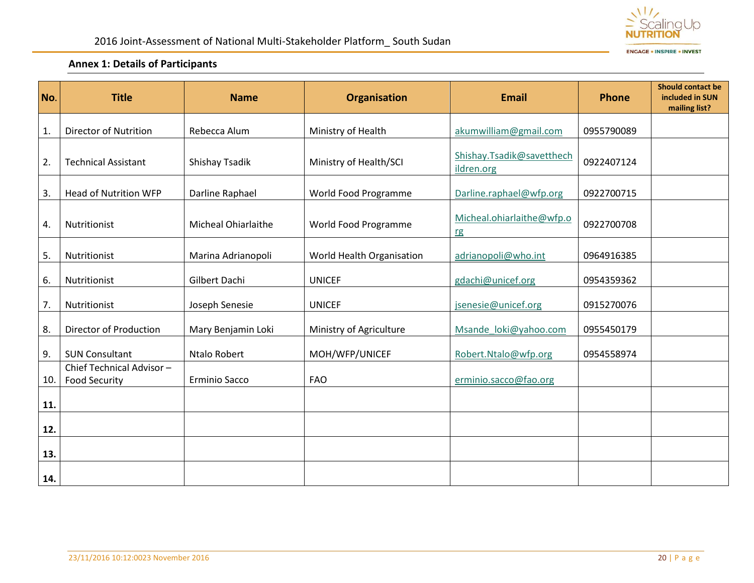**Annex 1: Details of Participants**

| No. | Title | Name | Organisation | Email | Phone | Should contact be included in SUN mailing list? |
|---|---|---|---|---|---|---|
| 1. | Director of Nutrition | Rebecca Alum | Ministry of Health | akumwilliam@gmail.com | 0955790089 | |
| 2. | Technical Assistant | Shishay Tsadik | Ministry of Health/SCI | Shishay.Tsadik@savetthechildren.org | 0922407124 | |
| 3. | Head of Nutrition WFP | Darline Raphael | World Food Programme | Darline.raphael@wfp.org | 0922700715 | |
| 4. | Nutritionist | Micheal Ohiarlaithe | World Food Programme | Micheal.ohiarlaithe@wfp.org | 0922700708 | |
| 5. | Nutritionist | Marina Adrianopoli | World Health Organisation | adrianopoli@who.int | 0964916385 | |
| 6. | Nutritionist | Gilbert Dachi | UNICEF | gdachi@unicef.org | 0954359362 | |
| 7. | Nutritionist | Joseph Senesie | UNICEF | jsenesie@unicef.org | 0915270076 | |
| 8. | Director of Production | Mary Benjamin Loki | Ministry of Agriculture | Msande_loki@yahoo.com | 0955450179 | |
| 9. | SUN Consultant | Ntalo Robert | MOH/WFP/UNICEF | Robert.Ntalo@wfp.org | 0954558974 | |
| 10. | Chief Technical Advisor – Food Security | Erminio Sacco | FAO | erminio.sacco@fao.org | | |
| **11.** | | | | | | |
| **12.** | | | | | | |
| **13.** | | | | | | |
| **14.** | | | | | | |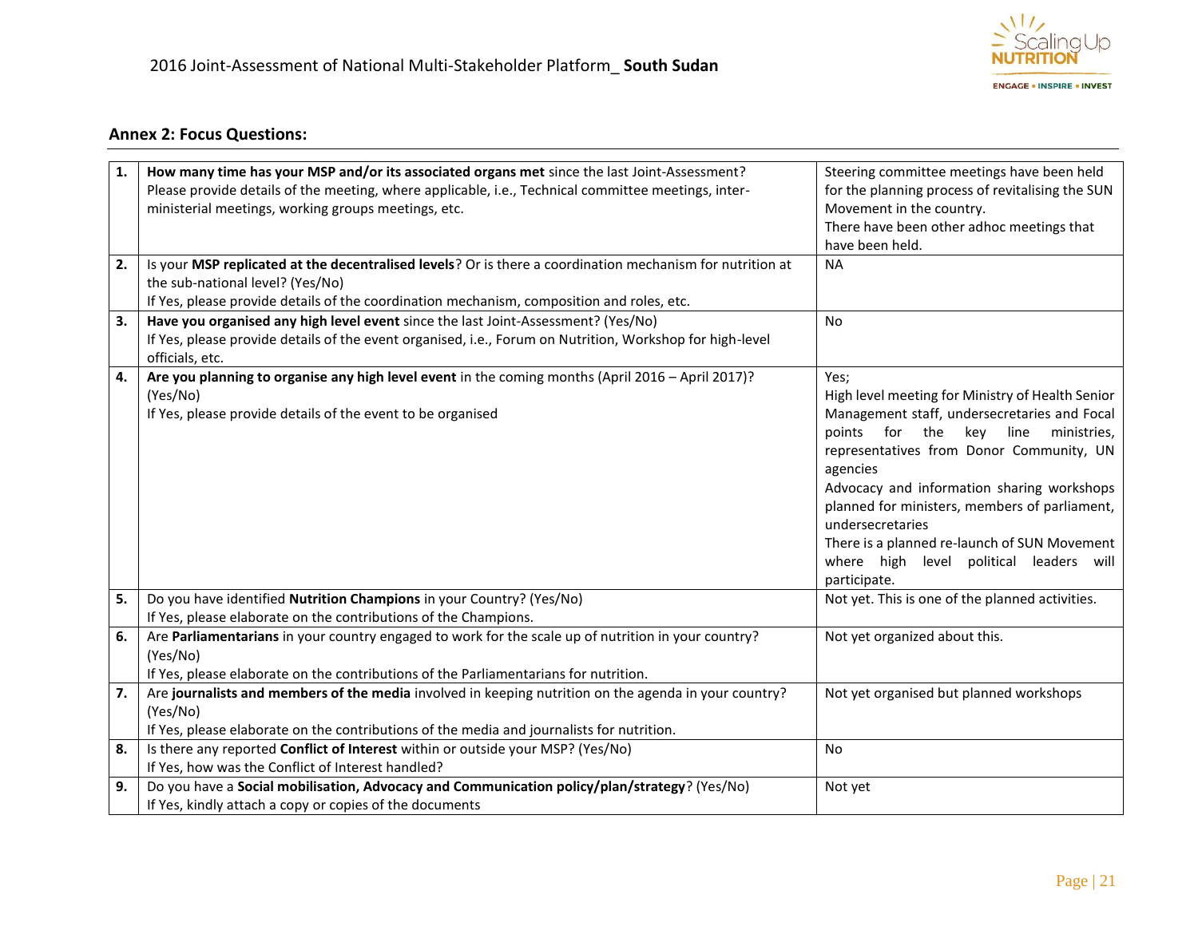## Annex 2: Focus Questions:

| | | |
|---|---|---|
| **1.** | **How many time has your MSP and/or its associated organs met** since the last Joint-Assessment? Please provide details of the meeting, where applicable, i.e., Technical committee meetings, inter-ministerial meetings, working groups meetings, etc. | Steering committee meetings have been held for the planning process of revitalising the SUN Movement in the country.<br>There have been other adhoc meetings that have been held. |
| **2.** | Is your **MSP replicated at the decentralised levels**? Or is there a coordination mechanism for nutrition at the sub-national level? (Yes/No)<br>If Yes, please provide details of the coordination mechanism, composition and roles, etc. | NA |
| **3.** | **Have you organised any high level event** since the last Joint-Assessment? (Yes/No)<br>If Yes, please provide details of the event organised, i.e., Forum on Nutrition, Workshop for high-level officials, etc. | No |
| **4.** | **Are you planning to organise any high level event** in the coming months (April 2016 – April 2017)? (Yes/No)<br>If Yes, please provide details of the event to be organised | Yes;<br>High level meeting for Ministry of Health Senior Management staff, undersecretaries and Focal points for the key line ministries, representatives from Donor Community, UN agencies<br>Advocacy and information sharing workshops planned for ministers, members of parliament, undersecretaries<br>There is a planned re-launch of SUN Movement where high level political leaders will participate. |
| **5.** | Do you have identified **Nutrition Champions** in your Country? (Yes/No)<br>If Yes, please elaborate on the contributions of the Champions. | Not yet. This is one of the planned activities. |
| **6.** | Are **Parliamentarians** in your country engaged to work for the scale up of nutrition in your country? (Yes/No)<br>If Yes, please elaborate on the contributions of the Parliamentarians for nutrition. | Not yet organized about this. |
| **7.** | Are **journalists and members of the media** involved in keeping nutrition on the agenda in your country? (Yes/No)<br>If Yes, please elaborate on the contributions of the media and journalists for nutrition. | Not yet organised but planned workshops |
| **8.** | Is there any reported **Conflict of Interest** within or outside your MSP? (Yes/No)<br>If Yes, how was the Conflict of Interest handled? | No |
| **9.** | Do you have a **Social mobilisation, Advocacy and Communication policy/plan/strategy**? (Yes/No)<br>If Yes, kindly attach a copy or copies of the documents | Not yet |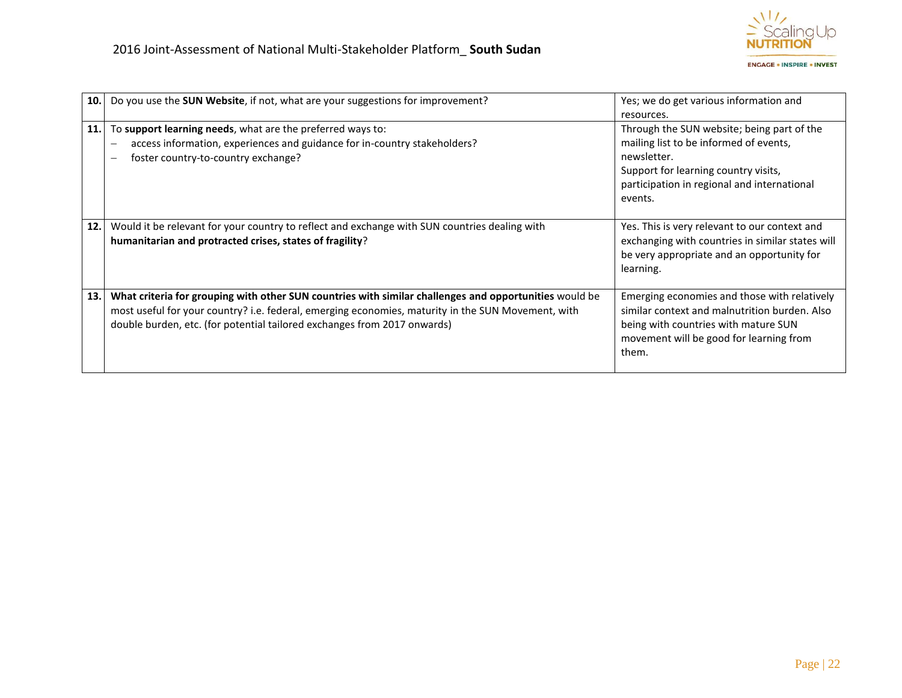| | | |
|---|---|---|
| **10.** | Do you use the **SUN Website**, if not, what are your suggestions for improvement? | Yes; we do get various information and resources. |
| **11.** | To **support learning needs**, what are the preferred ways to:<br>– access information, experiences and guidance for in-country stakeholders?<br>– foster country-to-country exchange? | Through the SUN website; being part of the mailing list to be informed of events, newsletter.<br>Support for learning country visits, participation in regional and international events. |
| **12.** | Would it be relevant for your country to reflect and exchange with SUN countries dealing with **humanitarian and protracted crises, states of fragility**? | Yes. This is very relevant to our context and exchanging with countries in similar states will be very appropriate and an opportunity for learning. |
| **13.** | **What criteria for grouping with other SUN countries with similar challenges and opportunities** would be most useful for your country? i.e. federal, emerging economies, maturity in the SUN Movement, with double burden, etc. (for potential tailored exchanges from 2017 onwards) | Emerging economies and those with relatively similar context and malnutrition burden. Also being with countries with mature SUN movement will be good for learning from them. |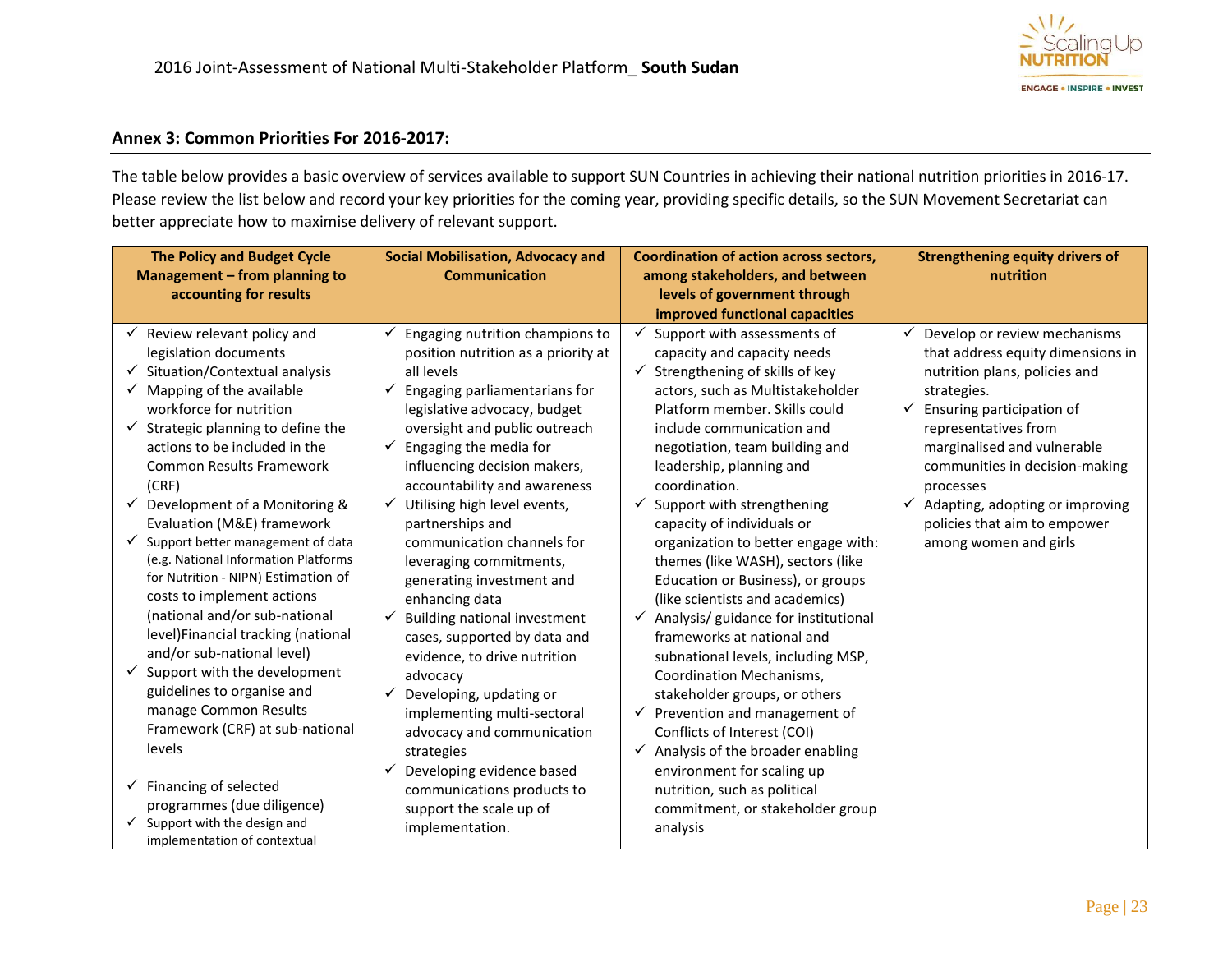## Annex 3: Common Priorities For 2016-2017:

The table below provides a basic overview of services available to support SUN Countries in achieving their national nutrition priorities in 2016-17. Please review the list below and record your key priorities for the coming year, providing specific details, so the SUN Movement Secretariat can better appreciate how to maximise delivery of relevant support.

| The Policy and Budget Cycle Management – from planning to accounting for results | Social Mobilisation, Advocacy and Communication | Coordination of action across sectors, among stakeholders, and between levels of government through improved functional capacities | Strengthening equity drivers of nutrition |
|---|---|---|---|
| ✓ Review relevant policy and legislation documents<br>✓ Situation/Contextual analysis<br>✓ Mapping of the available workforce for nutrition<br>✓ Strategic planning to define the actions to be included in the Common Results Framework (CRF)<br>✓ Development of a Monitoring & Evaluation (M&E) framework<br>✓ Support better management of data (e.g. National Information Platforms for Nutrition - NIPN) Estimation of costs to implement actions (national and/or sub-national level)Financial tracking (national and/or sub-national level)<br>✓ Support with the development guidelines to organise and manage Common Results Framework (CRF) at sub-national levels<br>✓ Financing of selected programmes (due diligence)<br>✓ Support with the design and implementation of contextual | ✓ Engaging nutrition champions to position nutrition as a priority at all levels<br>✓ Engaging parliamentarians for legislative advocacy, budget oversight and public outreach<br>✓ Engaging the media for influencing decision makers, accountability and awareness<br>✓ Utilising high level events, partnerships and communication channels for leveraging commitments, generating investment and enhancing data<br>✓ Building national investment cases, supported by data and evidence, to drive nutrition advocacy<br>✓ Developing, updating or implementing multi-sectoral advocacy and communication strategies<br>✓ Developing evidence based communications products to support the scale up of implementation. | ✓ Support with assessments of capacity and capacity needs<br>✓ Strengthening of skills of key actors, such as Multistakeholder Platform member. Skills could include communication and negotiation, team building and leadership, planning and coordination.<br>✓ Support with strengthening capacity of individuals or organization to better engage with: themes (like WASH), sectors (like Education or Business), or groups (like scientists and academics)<br>✓ Analysis/ guidance for institutional frameworks at national and subnational levels, including MSP, Coordination Mechanisms, stakeholder groups, or others<br>✓ Prevention and management of Conflicts of Interest (COI)<br>✓ Analysis of the broader enabling environment for scaling up nutrition, such as political commitment, or stakeholder group analysis | ✓ Develop or review mechanisms that address equity dimensions in nutrition plans, policies and strategies.<br>✓ Ensuring participation of representatives from marginalised and vulnerable communities in decision-making processes<br>✓ Adapting, adopting or improving policies that aim to empower among women and girls |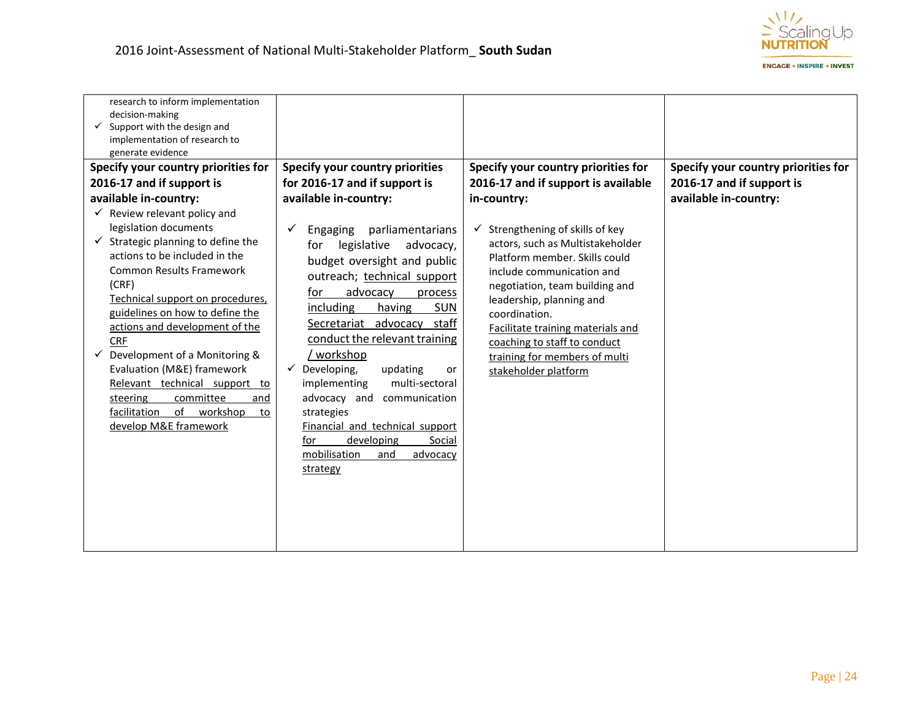| research to inform implementation decision-making<br>✓ Support with the design and implementation of research to generate evidence | | | |
|---|---|---|---|
| **Specify your country priorities for 2016-17 and if support is available in-country:**<br>✓ Review relevant policy and legislation documents<br>✓ Strategic planning to define the actions to be included in the Common Results Framework (CRF)<br>Technical support on procedures, guidelines on how to define the actions and development of the CRF<br>✓ Development of a Monitoring & Evaluation (M&E) framework<br>Relevant technical support to steering committee and facilitation of workshop to develop M&E framework | **Specify your country priorities for 2016-17 and if support is available in-country:**<br>✓ Engaging parliamentarians for legislative advocacy, budget oversight and public outreach; technical support for advocacy process including having SUN Secretariat advocacy staff conduct the relevant training / workshop<br>✓ Developing, updating or implementing multi-sectoral advocacy and communication strategies<br>Financial and technical support for developing Social mobilisation and advocacy strategy | **Specify your country priorities for 2016-17 and if support is available in-country:**<br>✓ Strengthening of skills of key actors, such as Multistakeholder Platform member. Skills could include communication and negotiation, team building and leadership, planning and coordination.<br>Facilitate training materials and coaching to staff to conduct training for members of multi stakeholder platform | **Specify your country priorities for 2016-17 and if support is available in-country:** |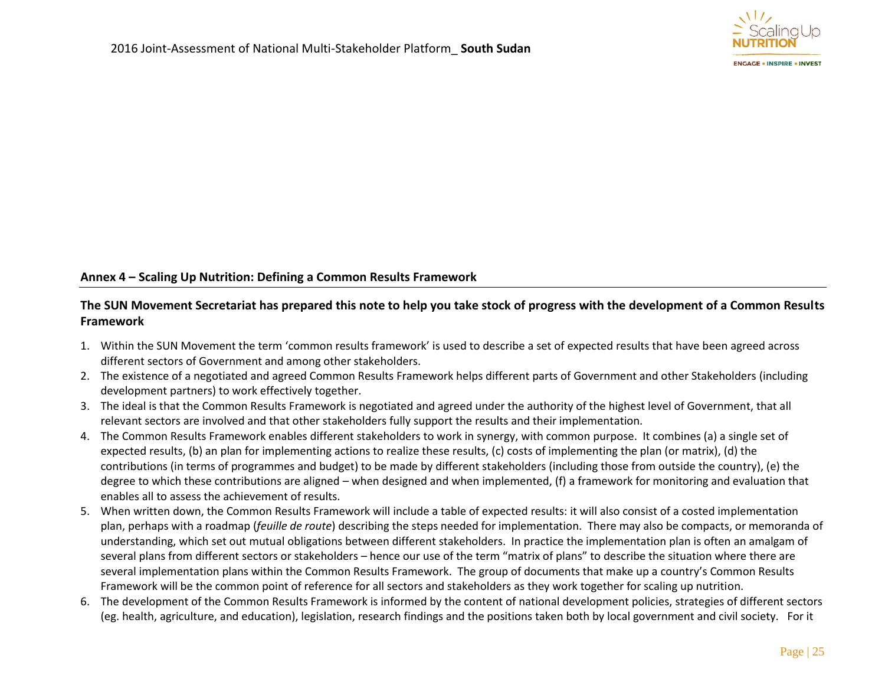## Annex 4 – Scaling Up Nutrition: Defining a Common Results Framework

**The SUN Movement Secretariat has prepared this note to help you take stock of progress with the development of a Common Results Framework**

1. Within the SUN Movement the term 'common results framework' is used to describe a set of expected results that have been agreed across different sectors of Government and among other stakeholders.
2. The existence of a negotiated and agreed Common Results Framework helps different parts of Government and other Stakeholders (including development partners) to work effectively together.
3. The ideal is that the Common Results Framework is negotiated and agreed under the authority of the highest level of Government, that all relevant sectors are involved and that other stakeholders fully support the results and their implementation.
4. The Common Results Framework enables different stakeholders to work in synergy, with common purpose. It combines (a) a single set of expected results, (b) an plan for implementing actions to realize these results, (c) costs of implementing the plan (or matrix), (d) the contributions (in terms of programmes and budget) to be made by different stakeholders (including those from outside the country), (e) the degree to which these contributions are aligned – when designed and when implemented, (f) a framework for monitoring and evaluation that enables all to assess the achievement of results.
5. When written down, the Common Results Framework will include a table of expected results: it will also consist of a costed implementation plan, perhaps with a roadmap (*feuille de route*) describing the steps needed for implementation. There may also be compacts, or memoranda of understanding, which set out mutual obligations between different stakeholders. In practice the implementation plan is often an amalgam of several plans from different sectors or stakeholders – hence our use of the term "matrix of plans" to describe the situation where there are several implementation plans within the Common Results Framework. The group of documents that make up a country's Common Results Framework will be the common point of reference for all sectors and stakeholders as they work together for scaling up nutrition.
6. The development of the Common Results Framework is informed by the content of national development policies, strategies of different sectors (eg. health, agriculture, and education), legislation, research findings and the positions taken both by local government and civil society. For it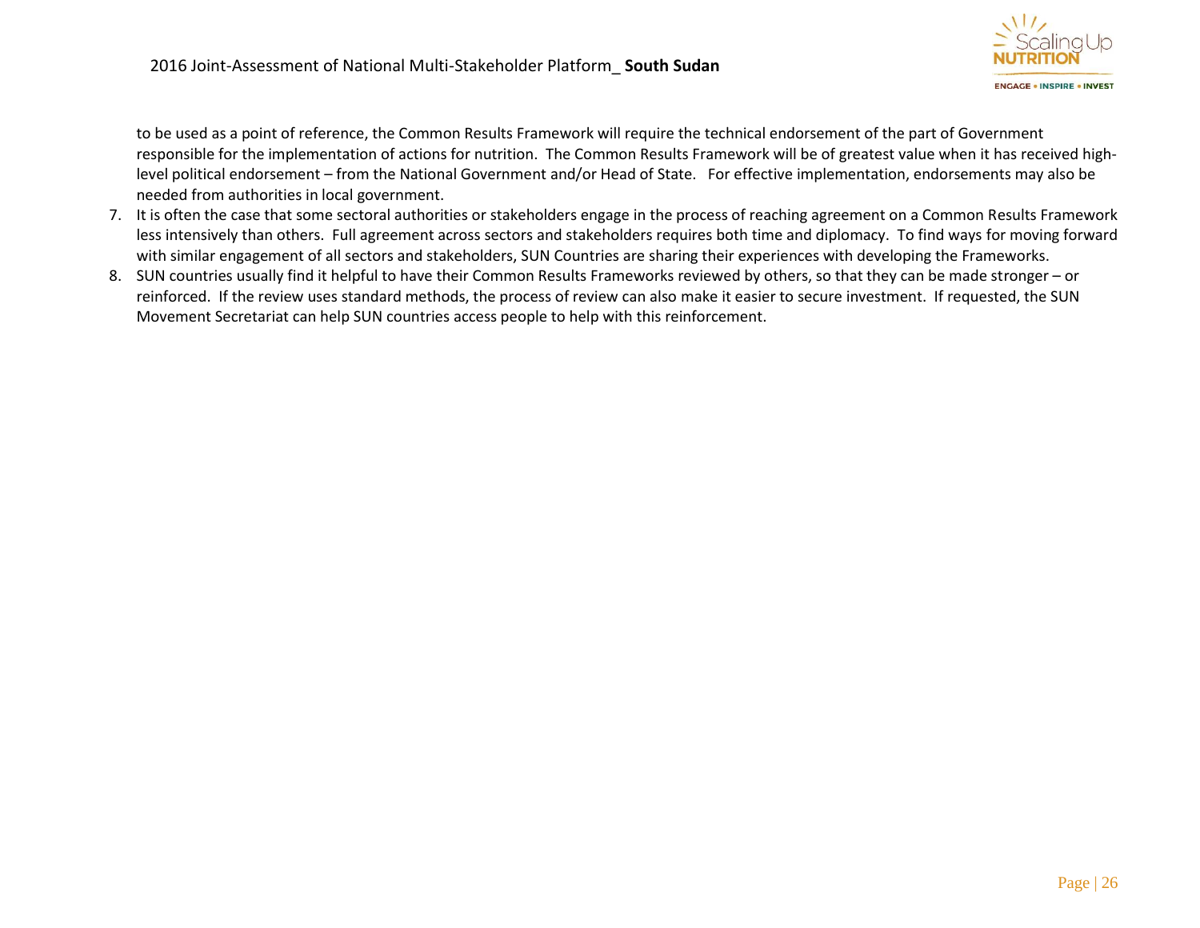to be used as a point of reference, the Common Results Framework will require the technical endorsement of the part of Government responsible for the implementation of actions for nutrition. The Common Results Framework will be of greatest value when it has received high-level political endorsement – from the National Government and/or Head of State. For effective implementation, endorsements may also be needed from authorities in local government.

7. It is often the case that some sectoral authorities or stakeholders engage in the process of reaching agreement on a Common Results Framework less intensively than others. Full agreement across sectors and stakeholders requires both time and diplomacy. To find ways for moving forward with similar engagement of all sectors and stakeholders, SUN Countries are sharing their experiences with developing the Frameworks.
8. SUN countries usually find it helpful to have their Common Results Frameworks reviewed by others, so that they can be made stronger – or reinforced. If the review uses standard methods, the process of review can also make it easier to secure investment. If requested, the SUN Movement Secretariat can help SUN countries access people to help with this reinforcement.